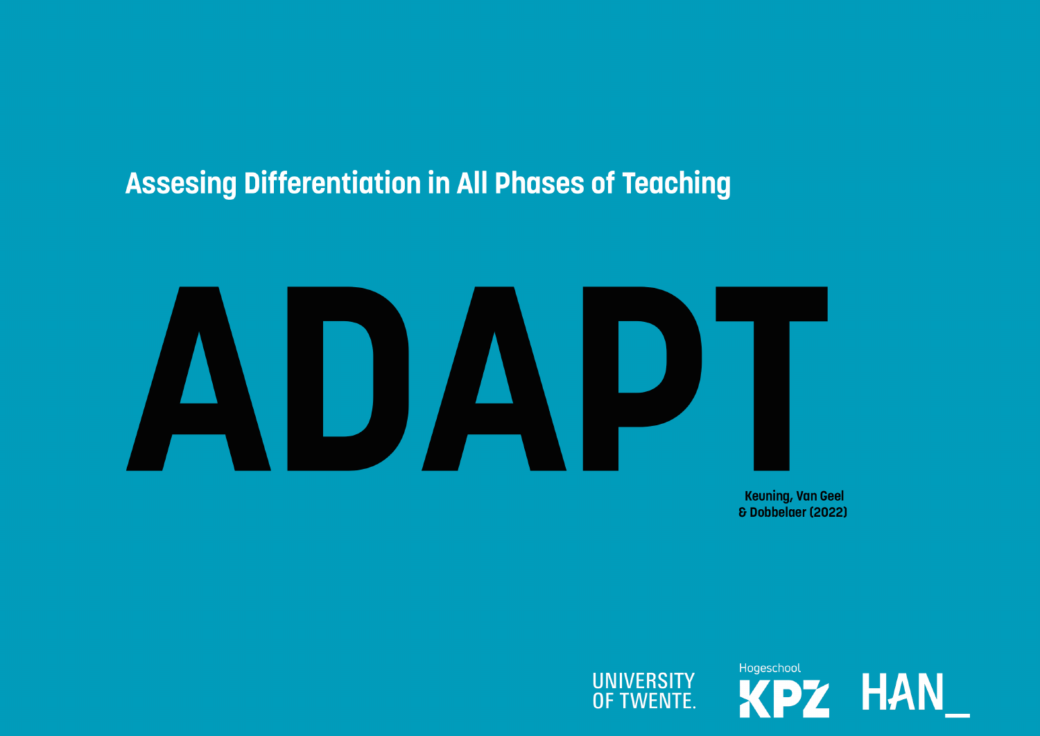**Assesing Differentiation in All Phases of Teaching**

# ADAPT

**Keuning, Van Geel & Dobbelaer (2022)**

UNIVERSITY OF TWENTE.

Hogeschool KPZ

HAN_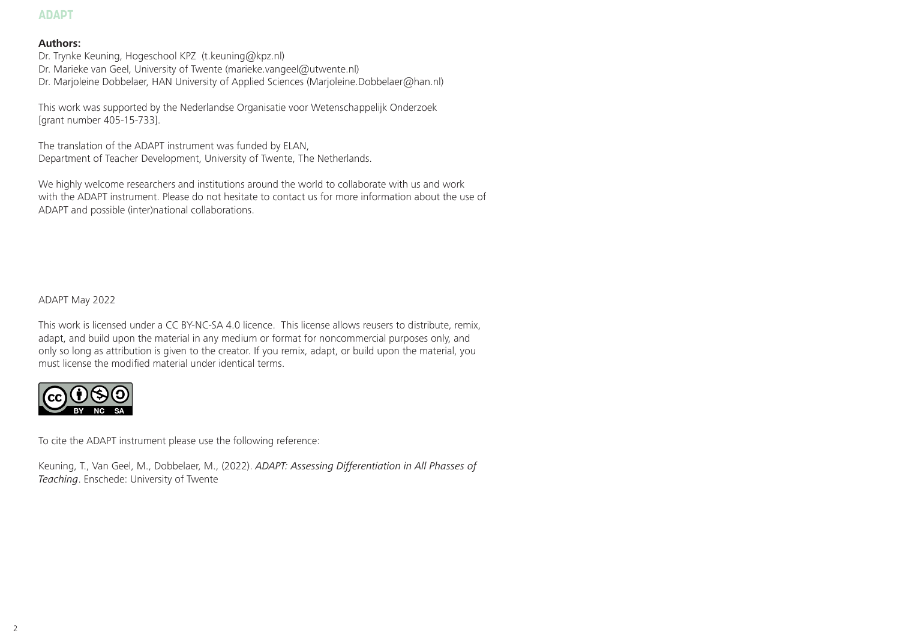**Authors:**
Dr. Trynke Keuning, Hogeschool KPZ (t.keuning@kpz.nl)
Dr. Marieke van Geel, University of Twente (marieke.vangeel@utwente.nl)
Dr. Marjoleine Dobbelaer, HAN University of Applied Sciences (Marjoleine.Dobbelaer@han.nl)

This work was supported by the Nederlandse Organisatie voor Wetenschappelijk Onderzoek [grant number 405-15-733].

The translation of the ADAPT instrument was funded by ELAN, Department of Teacher Development, University of Twente, The Netherlands.

We highly welcome researchers and institutions around the world to collaborate with us and work with the ADAPT instrument. Please do not hesitate to contact us for more information about the use of ADAPT and possible (inter)national collaborations.

ADAPT May 2022

This work is licensed under a CC BY-NC-SA 4.0 licence. This license allows reusers to distribute, remix, adapt, and build upon the material in any medium or format for noncommercial purposes only, and only so long as attribution is given to the creator. If you remix, adapt, or build upon the material, you must license the modified material under identical terms.

To cite the ADAPT instrument please use the following reference:

Keuning, T., Van Geel, M., Dobbelaer, M., (2022). *ADAPT: Assessing Differentiation in All Phasses of Teaching*. Enschede: University of Twente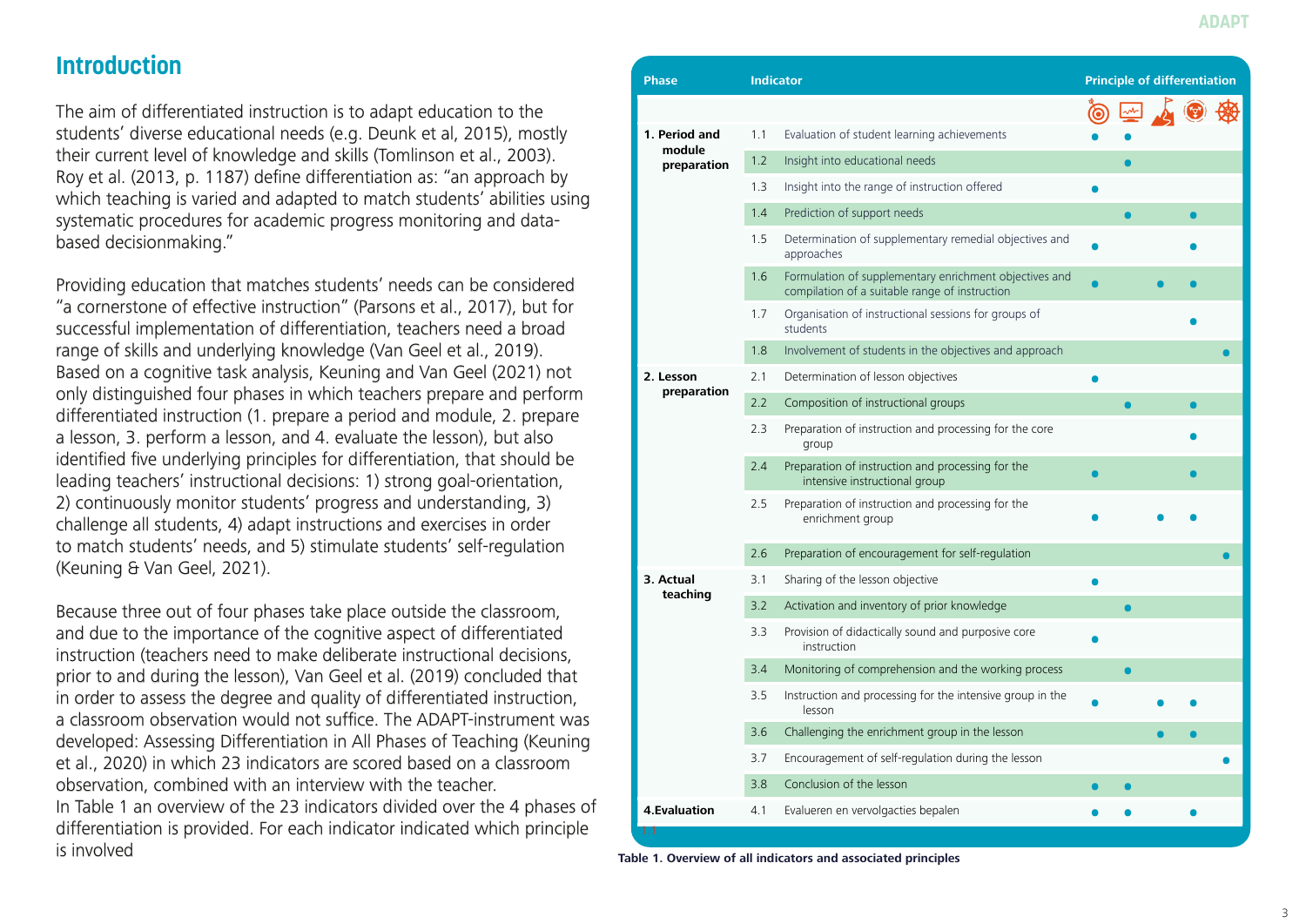## Introduction

The aim of differentiated instruction is to adapt education to the students' diverse educational needs (e.g. Deunk et al, 2015), mostly their current level of knowledge and skills (Tomlinson et al., 2003). Roy et al. (2013, p. 1187) define differentiation as: "an approach by which teaching is varied and adapted to match students' abilities using systematic procedures for academic progress monitoring and data-based decisionmaking."

Providing education that matches students' needs can be considered "a cornerstone of effective instruction" (Parsons et al., 2017), but for successful implementation of differentiation, teachers need a broad range of skills and underlying knowledge (Van Geel et al., 2019). Based on a cognitive task analysis, Keuning and Van Geel (2021) not only distinguished four phases in which teachers prepare and perform differentiated instruction (1. prepare a period and module, 2. prepare a lesson, 3. perform a lesson, and 4. evaluate the lesson), but also identified five underlying principles for differentiation, that should be leading teachers' instructional decisions: 1) strong goal-orientation, 2) continuously monitor students' progress and understanding, 3) challenge all students, 4) adapt instructions and exercises in order to match students' needs, and 5) stimulate students' self-regulation (Keuning & Van Geel, 2021).

Because three out of four phases take place outside the classroom, and due to the importance of the cognitive aspect of differentiated instruction (teachers need to make deliberate instructional decisions, prior to and during the lesson), Van Geel et al. (2019) concluded that in order to assess the degree and quality of differentiated instruction, a classroom observation would not suffice. The ADAPT-instrument was developed: Assessing Differentiation in All Phases of Teaching (Keuning et al., 2020) in which 23 indicators are scored based on a classroom observation, combined with an interview with the teacher.
In Table 1 an overview of the 23 indicators divided over the 4 phases of differentiation is provided. For each indicator indicated which principle is involved

| Phase | | Indicator | Principle of differentiation | | | | |
|---|---|---|---|---|---|---|---|
| | | | 1 | 2 | 3 | 4 | 5 |
| 1. Period and module preparation | 1.1 | Evaluation of student learning achievements | • | • | | | |
| | 1.2 | Insight into educational needs | | • | | | |
| | 1.3 | Insight into the range of instruction offered | • | | | | |
| | 1.4 | Prediction of support needs | | • | | • | |
| | 1.5 | Determination of supplementary remedial objectives and approaches | • | | | • | |
| | 1.6 | Formulation of supplementary enrichment objectives and compilation of a suitable range of instruction | • | | • | • | |
| | 1.7 | Organisation of instructional sessions for groups of students | | | | • | |
| | 1.8 | Involvement of students in the objectives and approach | | | | | • |
| 2. Lesson preparation | 2.1 | Determination of lesson objectives | • | | | | |
| | 2.2 | Composition of instructional groups | | • | | • | |
| | 2.3 | Preparation of instruction and processing for the core group | | | | • | |
| | 2.4 | Preparation of instruction and processing for the intensive instructional group | • | | | • | |
| | 2.5 | Preparation of instruction and processing for the enrichment group | • | | • | • | |
| | 2.6 | Preparation of encouragement for self-regulation | | | | | • |
| 3. Actual teaching | 3.1 | Sharing of the lesson objective | • | | | | |
| | 3.2 | Activation and inventory of prior knowledge | | • | | | |
| | 3.3 | Provision of didactically sound and purposive core instruction | • | | | | |
| | 3.4 | Monitoring of comprehension and the working process | | • | | | |
| | 3.5 | Instruction and processing for the intensive group in the lesson | • | | • | • | |
| | 3.6 | Challenging the enrichment group in the lesson | | | • | • | |
| | 3.7 | Encouragement of self-regulation during the lesson | | | | | • |
| | 3.8 | Conclusion of the lesson | • | • | | | |
| 4.Evaluation | 4.1 | Evalueren en vervolgacties bepalen | • | • | | • | |

**Table 1. Overview of all indicators and associated principles**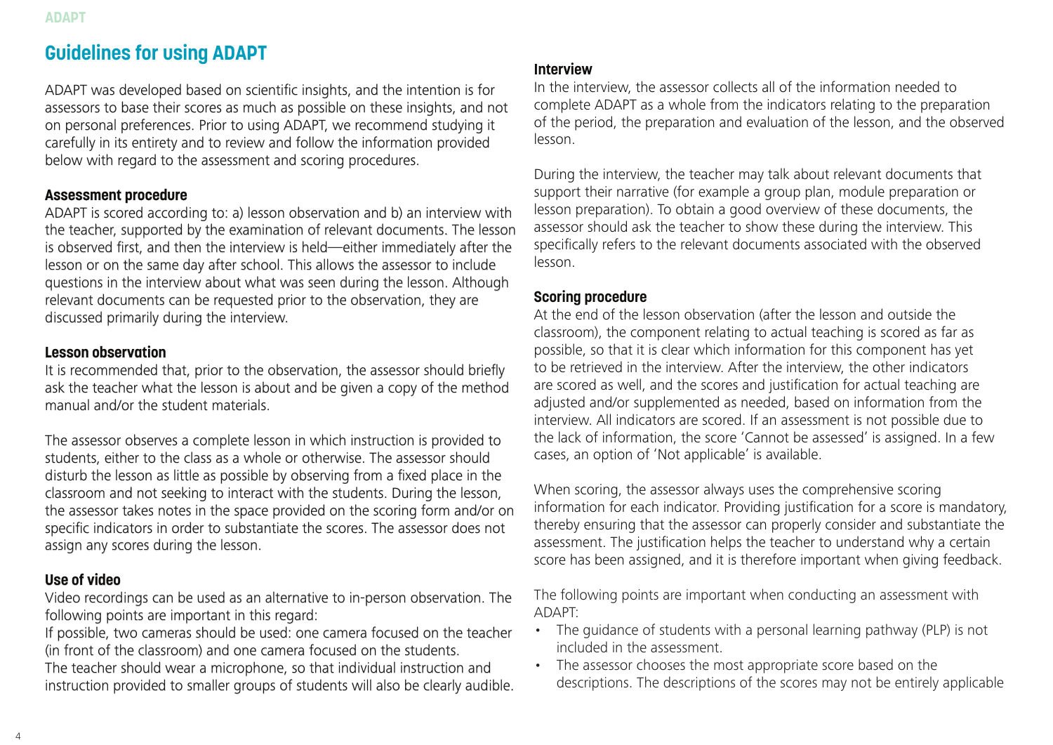## Guidelines for using ADAPT

ADAPT was developed based on scientific insights, and the intention is for assessors to base their scores as much as possible on these insights, and not on personal preferences. Prior to using ADAPT, we recommend studying it carefully in its entirety and to review and follow the information provided below with regard to the assessment and scoring procedures.

### Assessment procedure

ADAPT is scored according to: a) lesson observation and b) an interview with the teacher, supported by the examination of relevant documents. The lesson is observed first, and then the interview is held—either immediately after the lesson or on the same day after school. This allows the assessor to include questions in the interview about what was seen during the lesson. Although relevant documents can be requested prior to the observation, they are discussed primarily during the interview.

### Lesson observation

It is recommended that, prior to the observation, the assessor should briefly ask the teacher what the lesson is about and be given a copy of the method manual and/or the student materials.

The assessor observes a complete lesson in which instruction is provided to students, either to the class as a whole or otherwise. The assessor should disturb the lesson as little as possible by observing from a fixed place in the classroom and not seeking to interact with the students. During the lesson, the assessor takes notes in the space provided on the scoring form and/or on specific indicators in order to substantiate the scores. The assessor does not assign any scores during the lesson.

### Use of video

Video recordings can be used as an alternative to in-person observation. The following points are important in this regard:
If possible, two cameras should be used: one camera focused on the teacher (in front of the classroom) and one camera focused on the students.
The teacher should wear a microphone, so that individual instruction and instruction provided to smaller groups of students will also be clearly audible.

### Interview

In the interview, the assessor collects all of the information needed to complete ADAPT as a whole from the indicators relating to the preparation of the period, the preparation and evaluation of the lesson, and the observed lesson.

During the interview, the teacher may talk about relevant documents that support their narrative (for example a group plan, module preparation or lesson preparation). To obtain a good overview of these documents, the assessor should ask the teacher to show these during the interview. This specifically refers to the relevant documents associated with the observed lesson.

### Scoring procedure

At the end of the lesson observation (after the lesson and outside the classroom), the component relating to actual teaching is scored as far as possible, so that it is clear which information for this component has yet to be retrieved in the interview. After the interview, the other indicators are scored as well, and the scores and justification for actual teaching are adjusted and/or supplemented as needed, based on information from the interview. All indicators are scored. If an assessment is not possible due to the lack of information, the score 'Cannot be assessed' is assigned. In a few cases, an option of 'Not applicable' is available.

When scoring, the assessor always uses the comprehensive scoring information for each indicator. Providing justification for a score is mandatory, thereby ensuring that the assessor can properly consider and substantiate the assessment. The justification helps the teacher to understand why a certain score has been assigned, and it is therefore important when giving feedback.

The following points are important when conducting an assessment with ADAPT:

- The guidance of students with a personal learning pathway (PLP) is not included in the assessment.
- The assessor chooses the most appropriate score based on the descriptions. The descriptions of the scores may not be entirely applicable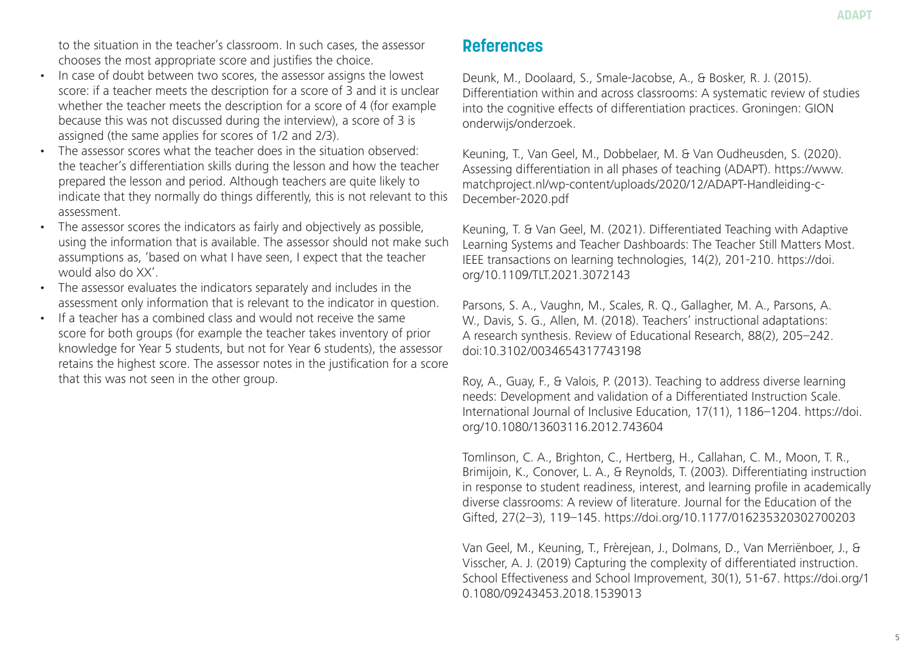to the situation in the teacher's classroom. In such cases, the assessor chooses the most appropriate score and justifies the choice.

- In case of doubt between two scores, the assessor assigns the lowest score: if a teacher meets the description for a score of 3 and it is unclear whether the teacher meets the description for a score of 4 (for example because this was not discussed during the interview), a score of 3 is assigned (the same applies for scores of 1/2 and 2/3).
- The assessor scores what the teacher does in the situation observed: the teacher's differentiation skills during the lesson and how the teacher prepared the lesson and period. Although teachers are quite likely to indicate that they normally do things differently, this is not relevant to this assessment.
- The assessor scores the indicators as fairly and objectively as possible, using the information that is available. The assessor should not make such assumptions as, 'based on what I have seen, I expect that the teacher would also do XX'.
- The assessor evaluates the indicators separately and includes in the assessment only information that is relevant to the indicator in question.
- If a teacher has a combined class and would not receive the same score for both groups (for example the teacher takes inventory of prior knowledge for Year 5 students, but not for Year 6 students), the assessor retains the highest score. The assessor notes in the justification for a score that this was not seen in the other group.

## References

Deunk, M., Doolaard, S., Smale-Jacobse, A., & Bosker, R. J. (2015). Differentiation within and across classrooms: A systematic review of studies into the cognitive effects of differentiation practices. Groningen: GION onderwijs/onderzoek.

Keuning, T., Van Geel, M., Dobbelaer, M. & Van Oudheusden, S. (2020). Assessing differentiation in all phases of teaching (ADAPT). https://www.matchproject.nl/wp-content/uploads/2020/12/ADAPT-Handleiding-c-December-2020.pdf

Keuning, T. & Van Geel, M. (2021). Differentiated Teaching with Adaptive Learning Systems and Teacher Dashboards: The Teacher Still Matters Most. IEEE transactions on learning technologies, 14(2), 201-210. https://doi.org/10.1109/TLT.2021.3072143

Parsons, S. A., Vaughn, M., Scales, R. Q., Gallagher, M. A., Parsons, A. W., Davis, S. G., Allen, M. (2018). Teachers' instructional adaptations: A research synthesis. Review of Educational Research, 88(2), 205–242. doi:10.3102/0034654317743198

Roy, A., Guay, F., & Valois, P. (2013). Teaching to address diverse learning needs: Development and validation of a Differentiated Instruction Scale. International Journal of Inclusive Education, 17(11), 1186–1204. https://doi.org/10.1080/13603116.2012.743604

Tomlinson, C. A., Brighton, C., Hertberg, H., Callahan, C. M., Moon, T. R., Brimijoin, K., Conover, L. A., & Reynolds, T. (2003). Differentiating instruction in response to student readiness, interest, and learning profile in academically diverse classrooms: A review of literature. Journal for the Education of the Gifted, 27(2–3), 119–145. https://doi.org/10.1177/016235320302700203

Van Geel, M., Keuning, T., Frèrejean, J., Dolmans, D., Van Merriënboer, J., & Visscher, A. J. (2019) Capturing the complexity of differentiated instruction. School Effectiveness and School Improvement, 30(1), 51-67. https://doi.org/10.1080/09243453.2018.1539013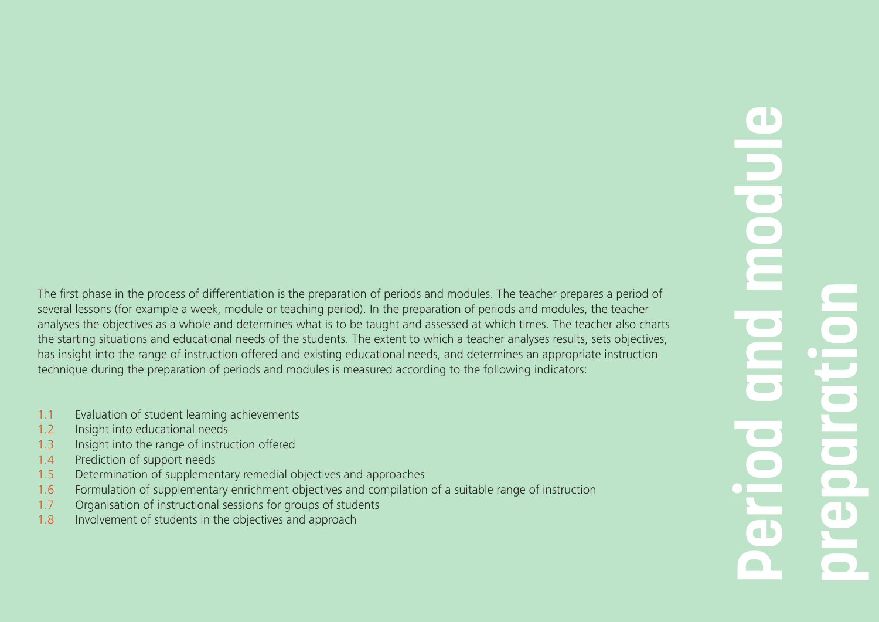# Period and module preparation

The first phase in the process of differentiation is the preparation of periods and modules. The teacher prepares a period of several lessons (for example a week, module or teaching period). In the preparation of periods and modules, the teacher analyses the objectives as a whole and determines what is to be taught and assessed at which times. The teacher also charts the starting situations and educational needs of the students. The extent to which a teacher analyses results, sets objectives, has insight into the range of instruction offered and existing educational needs, and determines an appropriate instruction technique during the preparation of periods and modules is measured according to the following indicators:

- 1.1 Evaluation of student learning achievements
- 1.2 Insight into educational needs
- 1.3 Insight into the range of instruction offered
- 1.4 Prediction of support needs
- 1.5 Determination of supplementary remedial objectives and approaches
- 1.6 Formulation of supplementary enrichment objectives and compilation of a suitable range of instruction
- 1.7 Organisation of instructional sessions for groups of students
- 1.8 Involvement of students in the objectives and approach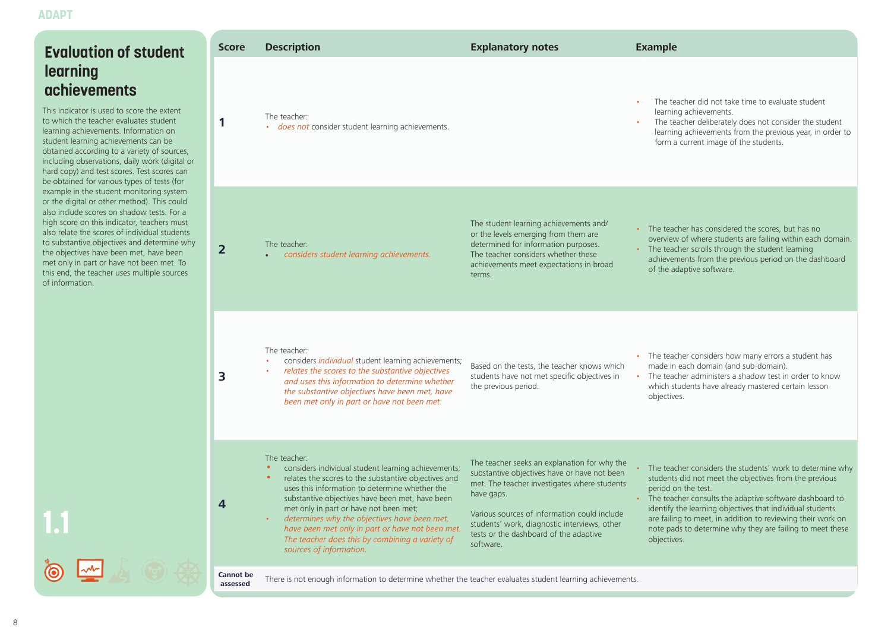# Evaluation of student learning achievements

This indicator is used to score the extent to which the teacher evaluates student learning achievements. Information on student learning achievements can be obtained according to a variety of sources, including observations, daily work (digital or hard copy) and test scores. Test scores can be obtained for various types of tests (for example in the student monitoring system or the digital or other method). This could also include scores on shadow tests. For a high score on this indicator, teachers must also relate the scores of individual students to substantive objectives and determine why the objectives have been met, have been met only in part or have not been met. To this end, the teacher uses multiple sources of information.

**1.1**

| Score | Description | Explanatory notes | Example |
|---|---|---|---|
| 1 | The teacher:<br>• *does not* consider student learning achievements. | | • The teacher did not take time to evaluate student learning achievements.<br>• The teacher deliberately does not consider the student learning achievements from the previous year, in order to form a current image of the students. |
| 2 | The teacher:<br>• *considers student learning achievements.* | The student learning achievements and/or the levels emerging from them are determined for information purposes. The teacher considers whether these achievements meet expectations in broad terms. | • The teacher has considered the scores, but has no overview of where students are failing within each domain.<br>• The teacher scrolls through the student learning achievements from the previous period on the dashboard of the adaptive software. |
| 3 | The teacher:<br>• considers *individual* student learning achievements;<br>• *relates the scores to the substantive objectives and uses this information to determine whether the substantive objectives have been met, have been met only in part or have not been met.* | Based on the tests, the teacher knows which students have not met specific objectives in the previous period. | • The teacher considers how many errors a student has made in each domain (and sub-domain).<br>• The teacher administers a shadow test in order to know which students have already mastered certain lesson objectives. |
| 4 | The teacher:<br>• considers individual student learning achievements;<br>• relates the scores to the substantive objectives and uses this information to determine whether the substantive objectives have been met, have been met only in part or have not been met;<br>• *determines why the objectives have been met, have been met only in part or have not been met. The teacher does this by combining a variety of sources of information.* | The teacher seeks an explanation for why the substantive objectives have or have not been met. The teacher investigates where students have gaps.<br><br>Various sources of information could include students' work, diagnostic interviews, other tests or the dashboard of the adaptive software. | • The teacher considers the students' work to determine why students did not meet the objectives from the previous period on the test.<br>• The teacher consults the adaptive software dashboard to identify the learning objectives that individual students are failing to meet, in addition to reviewing their work on note pads to determine why they are failing to meet these objectives. |
| Cannot be assessed | There is not enough information to determine whether the teacher evaluates student learning achievements. | | |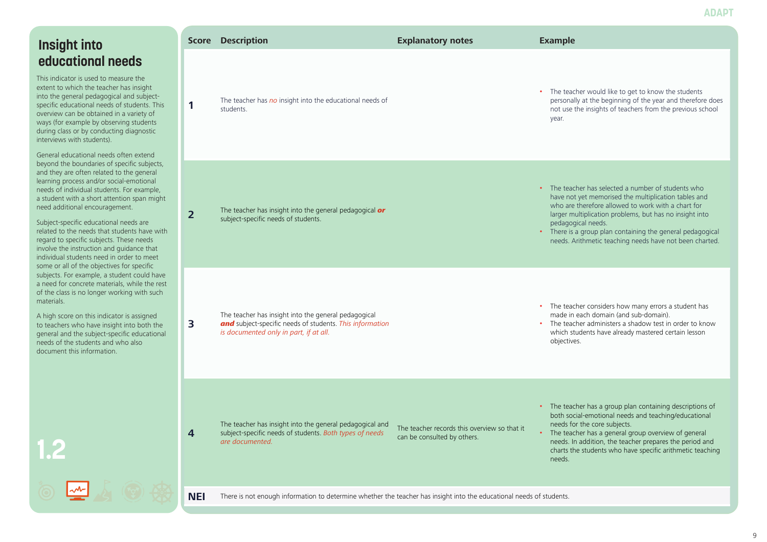# Insight into educational needs

This indicator is used to measure the extent to which the teacher has insight into the general pedagogical and subject-specific educational needs of students. This overview can be obtained in a variety of ways (for example by observing students during class or by conducting diagnostic interviews with students).

General educational needs often extend beyond the boundaries of specific subjects, and they are often related to the general learning process and/or social-emotional needs of individual students. For example, a student with a short attention span might need additional encouragement.

Subject-specific educational needs are related to the needs that students have with regard to specific subjects. These needs involve the instruction and guidance that individual students need in order to meet some or all of the objectives for specific subjects. For example, a student could have a need for concrete materials, while the rest of the class is no longer working with such materials.

A high score on this indicator is assigned to teachers who have insight into both the general and the subject-specific educational needs of the students and who also document this information.

1.2

| Score | Description | Explanatory notes | Example |
|---|---|---|---|
| 1 | The teacher has *no* insight into the educational needs of students. | | • The teacher would like to get to know the students personally at the beginning of the year and therefore does not use the insights of teachers from the previous school year. |
| 2 | The teacher has insight into the general pedagogical ***or*** subject-specific needs of students. | | • The teacher has selected a number of students who have not yet memorised the multiplication tables and who are therefore allowed to work with a chart for larger multiplication problems, but has no insight into pedagogical needs.<br>• There is a group plan containing the general pedagogical needs. Arithmetic teaching needs have not been charted. |
| 3 | The teacher has insight into the general pedagogical ***and*** subject-specific needs of students. *This information is documented only in part, if at all.* | | • The teacher considers how many errors a student has made in each domain (and sub-domain).<br>• The teacher administers a shadow test in order to know which students have already mastered certain lesson objectives. |
| 4 | The teacher has insight into the general pedagogical and subject-specific needs of students. *Both types of needs are documented.* | The teacher records this overview so that it can be consulted by others. | • The teacher has a group plan containing descriptions of both social-emotional needs and teaching/educational needs for the core subjects.<br>• The teacher has a general group overview of general needs. In addition, the teacher prepares the period and charts the students who have specific arithmetic teaching needs. |
| NEI | There is not enough information to determine whether the teacher has insight into the educational needs of students. | | |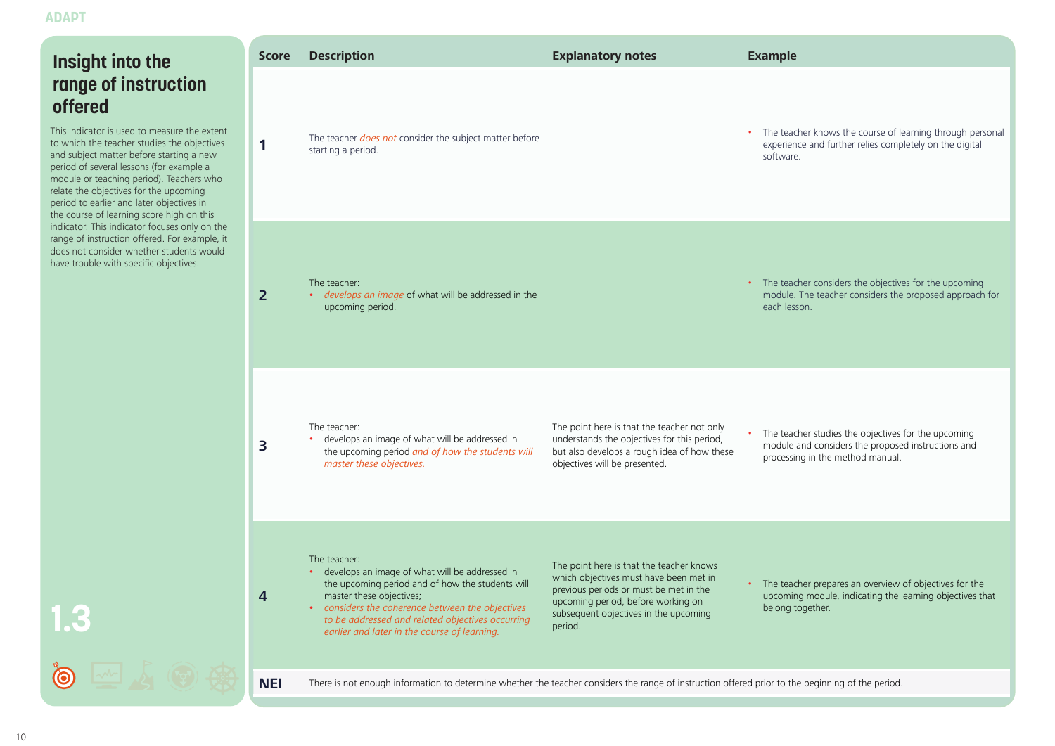# Insight into the range of instruction offered

This indicator is used to measure the extent to which the teacher studies the objectives and subject matter before starting a new period of several lessons (for example a module or teaching period). Teachers who relate the objectives for the upcoming period to earlier and later objectives in the course of learning score high on this indicator. This indicator focuses only on the range of instruction offered. For example, it does not consider whether students would have trouble with specific objectives.

1.3

| Score | Description | Explanatory notes | Example |
|---|---|---|---|
| 1 | The teacher *does not* consider the subject matter before starting a period. | | • The teacher knows the course of learning through personal experience and further relies completely on the digital software. |
| 2 | The teacher:<br>• *develops an image* of what will be addressed in the upcoming period. | | • The teacher considers the objectives for the upcoming module. The teacher considers the proposed approach for each lesson. |
| 3 | The teacher:<br>• develops an image of what will be addressed in the upcoming period *and of how the students will master these objectives.* | The point here is that the teacher not only understands the objectives for this period, but also develops a rough idea of how these objectives will be presented. | • The teacher studies the objectives for the upcoming module and considers the proposed instructions and processing in the method manual. |
| 4 | The teacher:<br>• develops an image of what will be addressed in the upcoming period and of how the students will master these objectives;<br>• *considers the coherence between the objectives to be addressed and related objectives occurring earlier and later in the course of learning.* | The point here is that the teacher knows which objectives must have been met in previous periods or must be met in the upcoming period, before working on subsequent objectives in the upcoming period. | • The teacher prepares an overview of objectives for the upcoming module, indicating the learning objectives that belong together. |
| NEI | There is not enough information to determine whether the teacher considers the range of instruction offered prior to the beginning of the period. | | |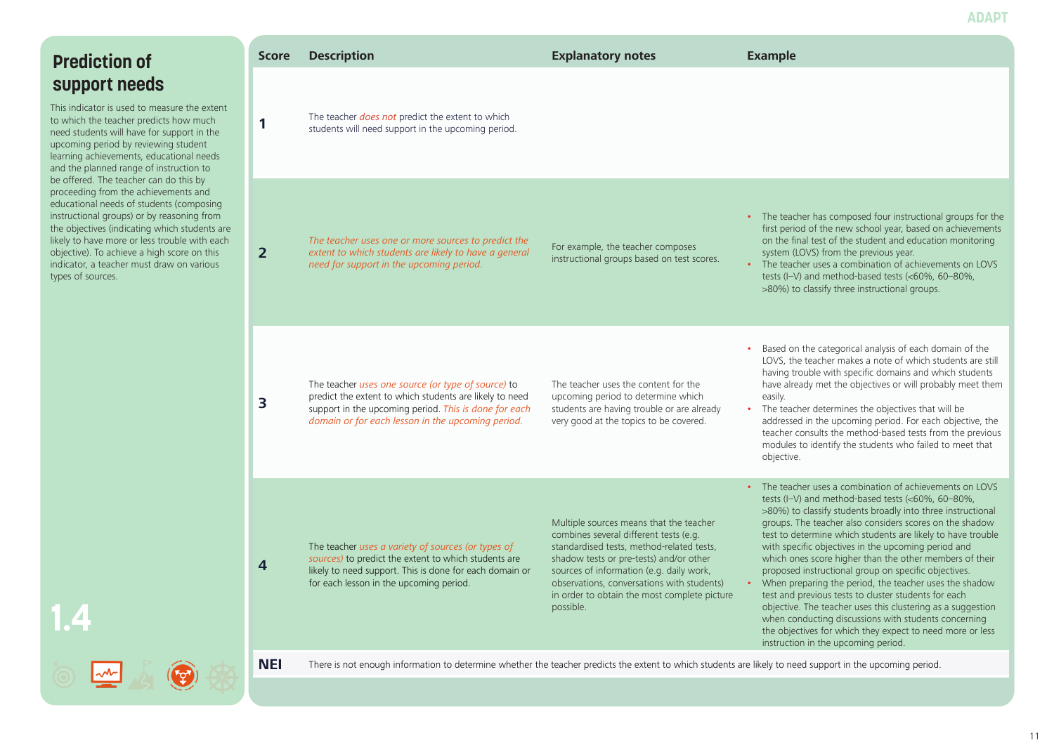## Prediction of support needs

This indicator is used to measure the extent to which the teacher predicts how much need students will have for support in the upcoming period by reviewing student learning achievements, educational needs and the planned range of instruction to be offered. The teacher can do this by proceeding from the achievements and educational needs of students (composing instructional groups) or by reasoning from the objectives (indicating which students are likely to have more or less trouble with each objective). To achieve a high score on this indicator, a teacher must draw on various types of sources.

1.4

| Score | Description | Explanatory notes | Example |
|---|---|---|---|
| 1 | The teacher *does not* predict the extent to which students will need support in the upcoming period. | | |
| 2 | *The teacher uses one or more sources to predict the extent to which students are likely to have a general need for support in the upcoming period.* | For example, the teacher composes instructional groups based on test scores. | • The teacher has composed four instructional groups for the first period of the new school year, based on achievements on the final test of the student and education monitoring system (LOVS) from the previous year.<br>• The teacher uses a combination of achievements on LOVS tests (I–V) and method-based tests (<60%, 60–80%, >80%) to classify three instructional groups. |
| 3 | The teacher *uses one source (or type of source)* to predict the extent to which students are likely to need support in the upcoming period. *This is done for each domain or for each lesson in the upcoming period.* | The teacher uses the content for the upcoming period to determine which students are having trouble or are already very good at the topics to be covered. | • Based on the categorical analysis of each domain of the LOVS, the teacher makes a note of which students are still having trouble with specific domains and which students have already met the objectives or will probably meet them easily.<br>• The teacher determines the objectives that will be addressed in the upcoming period. For each objective, the teacher consults the method-based tests from the previous modules to identify the students who failed to meet that objective. |
| 4 | The teacher *uses a variety of sources (or types of sources)* to predict the extent to which students are likely to need support. This is done for each domain or for each lesson in the upcoming period. | Multiple sources means that the teacher combines several different tests (e.g. standardised tests, method-related tests, shadow tests or pre-tests) and/or other sources of information (e.g. daily work, observations, conversations with students) in order to obtain the most complete picture possible. | • The teacher uses a combination of achievements on LOVS tests (I–V) and method-based tests (<60%, 60–80%, >80%) to classify students broadly into three instructional groups. The teacher also considers scores on the shadow test to determine which students are likely to have trouble with specific objectives in the upcoming period and which ones score higher than the other members of their proposed instructional group on specific objectives.<br>• When preparing the period, the teacher uses the shadow test and previous tests to cluster students for each objective. The teacher uses this clustering as a suggestion when conducting discussions with students concerning the objectives for which they expect to need more or less instruction in the upcoming period. |
| NEI | There is not enough information to determine whether the teacher predicts the extent to which students are likely to need support in the upcoming period. | | |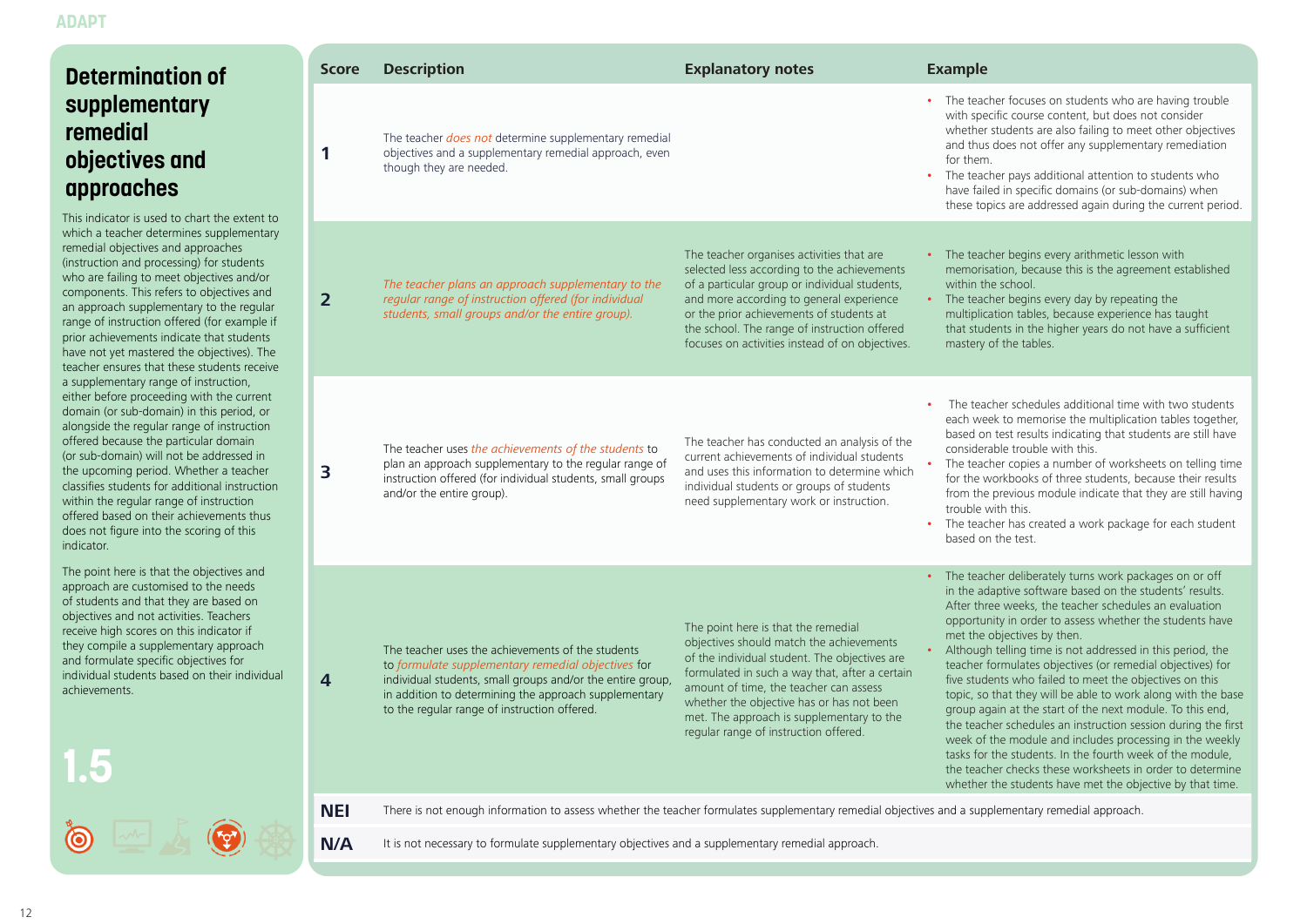## Determination of supplementary remedial objectives and approaches

This indicator is used to chart the extent to which a teacher determines supplementary remedial objectives and approaches (instruction and processing) for students who are failing to meet objectives and/or components. This refers to objectives and an approach supplementary to the regular range of instruction offered (for example if prior achievements indicate that students have not yet mastered the objectives). The teacher ensures that these students receive a supplementary range of instruction, either before proceeding with the current domain (or sub-domain) in this period, or alongside the regular range of instruction offered because the particular domain (or sub-domain) will not be addressed in the upcoming period. Whether a teacher classifies students for additional instruction within the regular range of instruction offered based on their achievements thus does not figure into the scoring of this indicator.

The point here is that the objectives and approach are customised to the needs of students and that they are based on objectives and not activities. Teachers receive high scores on this indicator if they compile a supplementary approach and formulate specific objectives for individual students based on their individual achievements.

**1.5**

| Score | Description | Explanatory notes | Example |
|---|---|---|---|
| **1** | The teacher *does not* determine supplementary remedial objectives and a supplementary remedial approach, even though they are needed. | | • The teacher focuses on students who are having trouble with specific course content, but does not consider whether students are also failing to meet other objectives and thus does not offer any supplementary remediation for them.<br>• The teacher pays additional attention to students who have failed in specific domains (or sub-domains) when these topics are addressed again during the current period. |
| **2** | *The teacher plans an approach supplementary to the regular range of instruction offered (for individual students, small groups and/or the entire group).* | The teacher organises activities that are selected less according to the achievements of a particular group or individual students, and more according to general experience or the prior achievements of students at the school. The range of instruction offered focuses on activities instead of on objectives. | • The teacher begins every arithmetic lesson with memorisation, because this is the agreement established within the school.<br>• The teacher begins every day by repeating the multiplication tables, because experience has taught that students in the higher years do not have a sufficient mastery of the tables. |
| **3** | The teacher uses *the achievements of the students* to plan an approach supplementary to the regular range of instruction offered (for individual students, small groups and/or the entire group). | The teacher has conducted an analysis of the current achievements of individual students and uses this information to determine which individual students or groups of students need supplementary work or instruction. | • The teacher schedules additional time with two students each week to memorise the multiplication tables together, based on test results indicating that students are still have considerable trouble with this.<br>• The teacher copies a number of worksheets on telling time for the workbooks of three students, because their results from the previous module indicate that they are still having trouble with this.<br>• The teacher has created a work package for each student based on the test. |
| **4** | The teacher uses the achievements of the students to *formulate supplementary remedial objectives* for individual students, small groups and/or the entire group, in addition to determining the approach supplementary to the regular range of instruction offered. | The point here is that the remedial objectives should match the achievements of the individual student. The objectives are formulated in such a way that, after a certain amount of time, the teacher can assess whether the objective has or has not been met. The approach is supplementary to the regular range of instruction offered. | • The teacher deliberately turns work packages on or off in the adaptive software based on the students' results. After three weeks, the teacher schedules an evaluation opportunity in order to assess whether the students have met the objectives by then.<br>• Although telling time is not addressed in this period, the teacher formulates objectives (or remedial objectives) for five students who failed to meet the objectives on this topic, so that they will be able to work along with the base group again at the start of the next module. To this end, the teacher schedules an instruction session during the first week of the module and includes processing in the weekly tasks for the students. In the fourth week of the module, the teacher checks these worksheets in order to determine whether the students have met the objective by that time. |
| **NEI** | There is not enough information to assess whether the teacher formulates supplementary remedial objectives and a supplementary remedial approach. | | |
| **N/A** | It is not necessary to formulate supplementary objectives and a supplementary remedial approach. | | |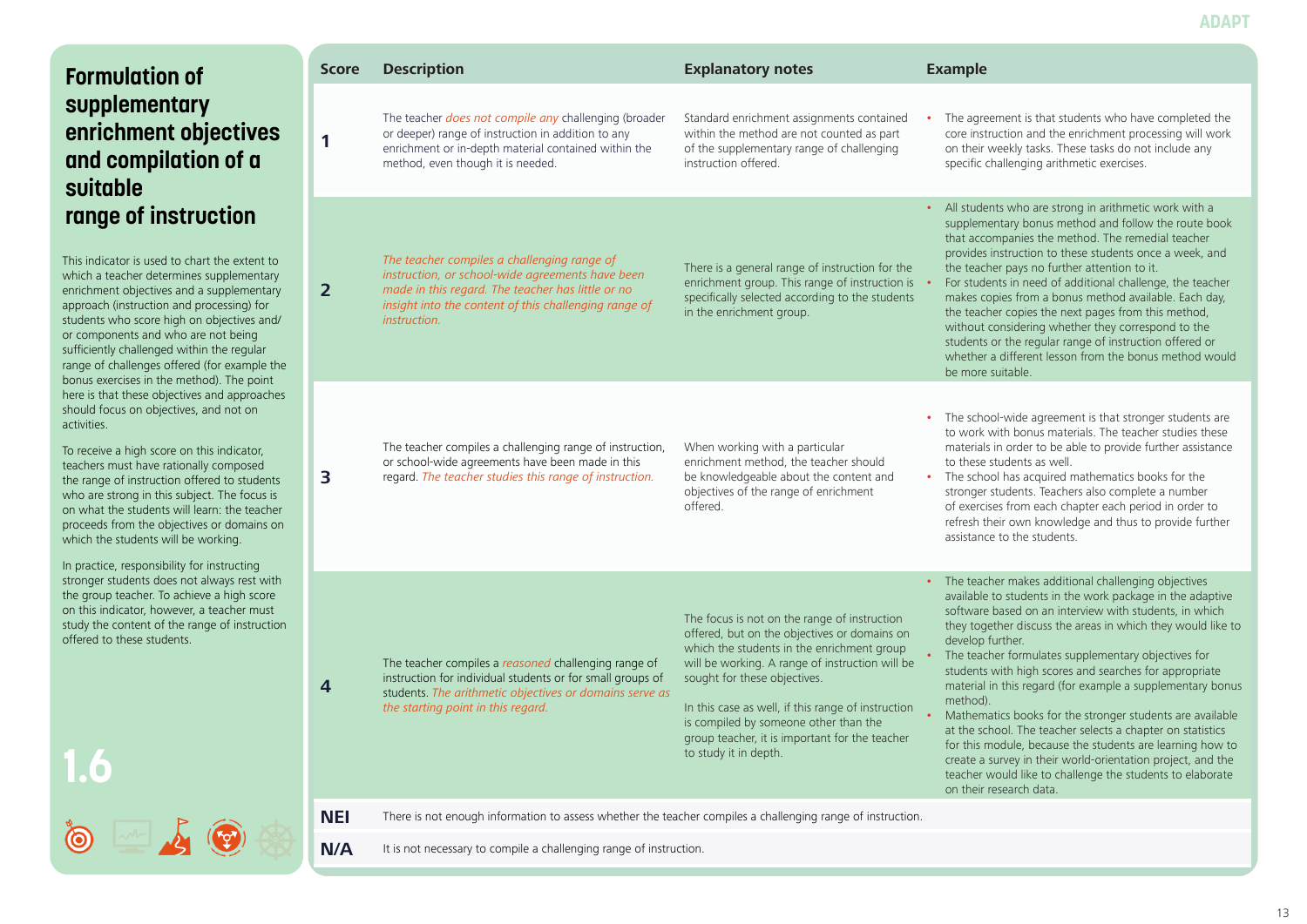# Formulation of supplementary enrichment objectives and compilation of a suitable range of instruction

This indicator is used to chart the extent to which a teacher determines supplementary enrichment objectives and a supplementary approach (instruction and processing) for students who score high on objectives and/or components and who are not being sufficiently challenged within the regular range of challenges offered (for example the bonus exercises in the method). The point here is that these objectives and approaches should focus on objectives, and not on activities.

To receive a high score on this indicator, teachers must have rationally composed the range of instruction offered to students who are strong in this subject. The focus is on what the students will learn: the teacher proceeds from the objectives or domains on which the students will be working.

In practice, responsibility for instructing stronger students does not always rest with the group teacher. To achieve a high score on this indicator, however, a teacher must study the content of the range of instruction offered to these students.

1.6

| Score | Description | Explanatory notes | Example |
|---|---|---|---|
| **1** | The teacher *does not compile any* challenging (broader or deeper) range of instruction in addition to any enrichment or in-depth material contained within the method, even though it is needed. | Standard enrichment assignments contained within the method are not counted as part of the supplementary range of challenging instruction offered. | • The agreement is that students who have completed the core instruction and the enrichment processing will work on their weekly tasks. These tasks do not include any specific challenging arithmetic exercises. |
| **2** | *The teacher compiles a challenging range of instruction, or school-wide agreements have been made in this regard. The teacher has little or no insight into the content of this challenging range of instruction.* | There is a general range of instruction for the enrichment group. This range of instruction is specifically selected according to the students in the enrichment group. | • All students who are strong in arithmetic work with a supplementary bonus method and follow the route book that accompanies the method. The remedial teacher provides instruction to these students once a week, and the teacher pays no further attention to it.<br>• For students in need of additional challenge, the teacher makes copies from a bonus method available. Each day, the teacher copies the next pages from this method, without considering whether they correspond to the students or the regular range of instruction offered or whether a different lesson from the bonus method would be more suitable. |
| **3** | The teacher compiles a challenging range of instruction, or school-wide agreements have been made in this regard. *The teacher studies this range of instruction.* | When working with a particular enrichment method, the teacher should be knowledgeable about the content and objectives of the range of enrichment offered. | • The school-wide agreement is that stronger students are to work with bonus materials. The teacher studies these materials in order to be able to provide further assistance to these students as well.<br>• The school has acquired mathematics books for the stronger students. Teachers also complete a number of exercises from each chapter each period in order to refresh their own knowledge and thus to provide further assistance to the students. |
| **4** | The teacher compiles a *reasoned* challenging range of instruction for individual students or for small groups of students. *The arithmetic objectives or domains serve as the starting point in this regard.* | The focus is not on the range of instruction offered, but on the objectives or domains on which the students in the enrichment group will be working. A range of instruction will be sought for these objectives.<br><br>In this case as well, if this range of instruction is compiled by someone other than the group teacher, it is important for the teacher to study it in depth. | • The teacher makes additional challenging objectives available to students in the work package in the adaptive software based on an interview with students, in which they together discuss the areas in which they would like to develop further.<br>• The teacher formulates supplementary objectives for students with high scores and searches for appropriate material in this regard (for example a supplementary bonus method).<br>• Mathematics books for the stronger students are available at the school. The teacher selects a chapter on statistics for this module, because the students are learning how to create a survey in their world-orientation project, and the teacher would like to challenge the students to elaborate on their research data. |
| **NEI** | There is not enough information to assess whether the teacher compiles a challenging range of instruction. | | |
| **N/A** | It is not necessary to compile a challenging range of instruction. | | |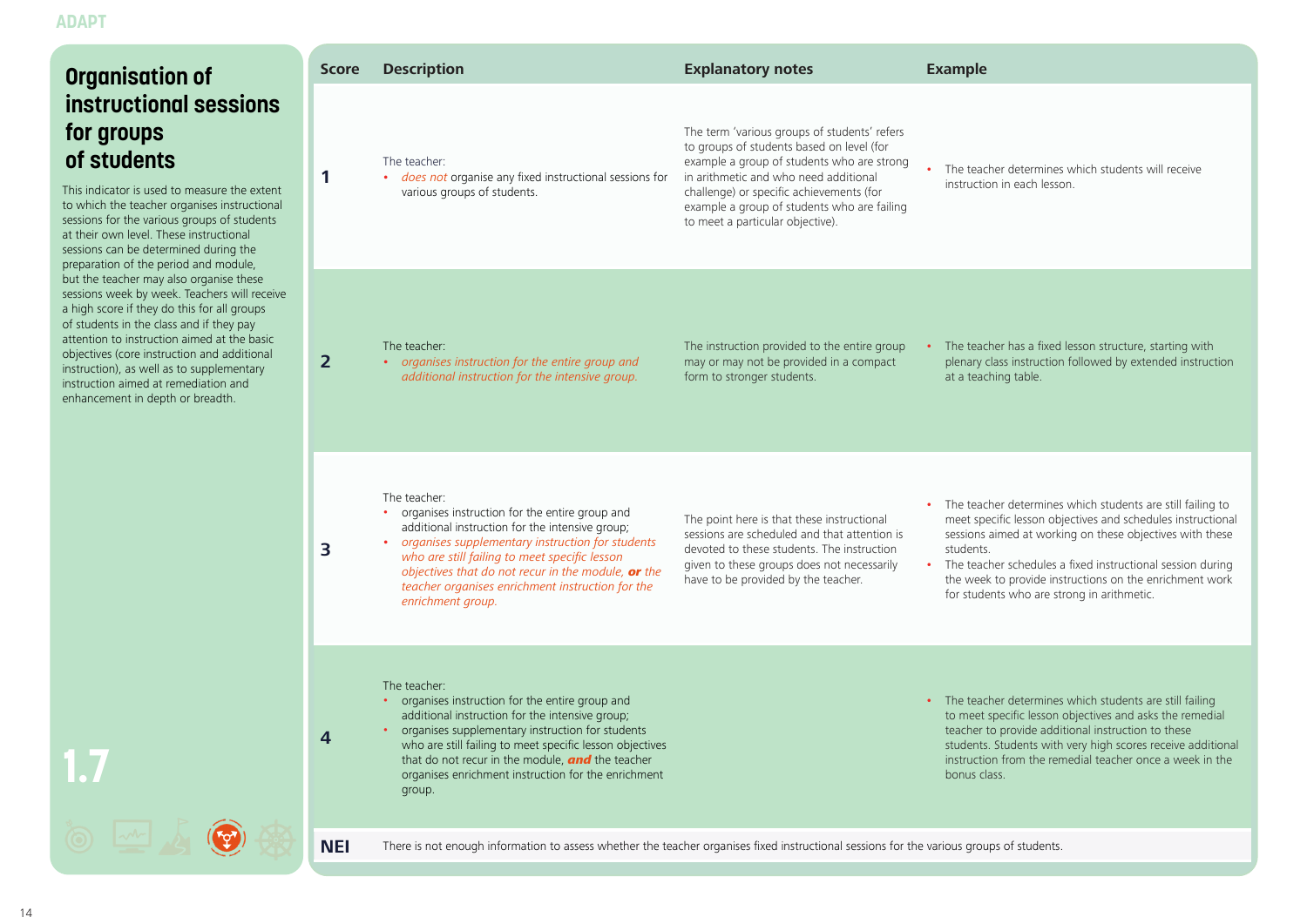## Organisation of instructional sessions for groups of students

This indicator is used to measure the extent to which the teacher organises instructional sessions for the various groups of students at their own level. These instructional sessions can be determined during the preparation of the period and module, but the teacher may also organise these sessions week by week. Teachers will receive a high score if they do this for all groups of students in the class and if they pay attention to instruction aimed at the basic objectives (core instruction and additional instruction), as well as to supplementary instruction aimed at remediation and enhancement in depth or breadth.

**1.7**

| Score | Description | Explanatory notes | Example |
|---|---|---|---|
| 1 | The teacher:<br>• *does not* organise any fixed instructional sessions for various groups of students. | The term 'various groups of students' refers to groups of students based on level (for example a group of students who are strong in arithmetic and who need additional challenge) or specific achievements (for example a group of students who are failing to meet a particular objective). | • The teacher determines which students will receive instruction in each lesson. |
| 2 | The teacher:<br>• *organises instruction for the entire group and additional instruction for the intensive group.* | The instruction provided to the entire group may or may not be provided in a compact form to stronger students. | • The teacher has a fixed lesson structure, starting with plenary class instruction followed by extended instruction at a teaching table. |
| 3 | The teacher:<br>• organises instruction for the entire group and additional instruction for the intensive group;<br>• *organises supplementary instruction for students who are still failing to meet specific lesson objectives that do not recur in the module,* ***or*** *the teacher organises enrichment instruction for the enrichment group.* | The point here is that these instructional sessions are scheduled and that attention is devoted to these students. The instruction given to these groups does not necessarily have to be provided by the teacher. | • The teacher determines which students are still failing to meet specific lesson objectives and schedules instructional sessions aimed at working on these objectives with these students.<br>• The teacher schedules a fixed instructional session during the week to provide instructions on the enrichment work for students who are strong in arithmetic. |
| 4 | The teacher:<br>• organises instruction for the entire group and additional instruction for the intensive group;<br>• organises supplementary instruction for students who are still failing to meet specific lesson objectives that do not recur in the module, ***and*** the teacher organises enrichment instruction for the enrichment group. | | • The teacher determines which students are still failing to meet specific lesson objectives and asks the remedial teacher to provide additional instruction to these students. Students with very high scores receive additional instruction from the remedial teacher once a week in the bonus class. |
| NEI | There is not enough information to assess whether the teacher organises fixed instructional sessions for the various groups of students. | | |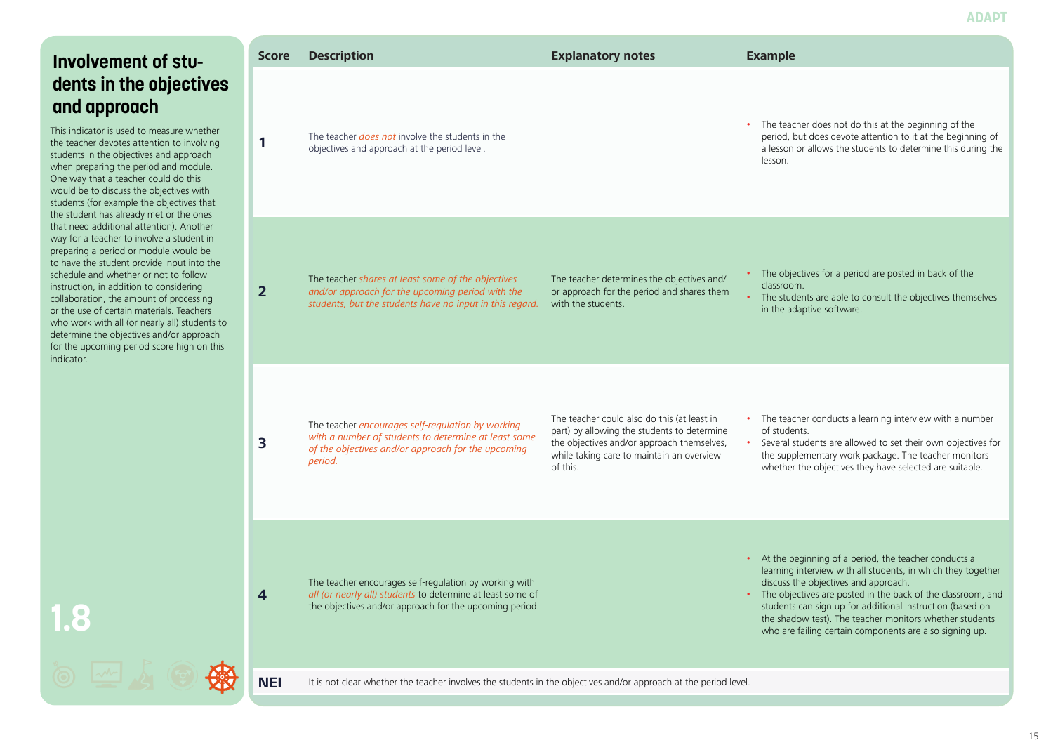## Involvement of students in the objectives and approach

This indicator is used to measure whether the teacher devotes attention to involving students in the objectives and approach when preparing the period and module. One way that a teacher could do this would be to discuss the objectives with students (for example the objectives that the student has already met or the ones that need additional attention). Another way for a teacher to involve a student in preparing a period or module would be to have the student provide input into the schedule and whether or not to follow instruction, in addition to considering collaboration, the amount of processing or the use of certain materials. Teachers who work with all (or nearly all) students to determine the objectives and/or approach for the upcoming period score high on this indicator.

**1.8**

| Score | Description | Explanatory notes | Example |
|---|---|---|---|
| 1 | The teacher *does not* involve the students in the objectives and approach at the period level. | | • The teacher does not do this at the beginning of the period, but does devote attention to it at the beginning of a lesson or allows the students to determine this during the lesson. |
| 2 | The teacher *shares at least some of the objectives and/or approach for the upcoming period with the students, but the students have no input in this regard.* | The teacher determines the objectives and/or approach for the period and shares them with the students. | • The objectives for a period are posted in back of the classroom.<br>• The students are able to consult the objectives themselves in the adaptive software. |
| 3 | The teacher *encourages self-regulation by working with a number of students to determine at least some of the objectives and/or approach for the upcoming period.* | The teacher could also do this (at least in part) by allowing the students to determine the objectives and/or approach themselves, while taking care to maintain an overview of this. | • The teacher conducts a learning interview with a number of students.<br>• Several students are allowed to set their own objectives for the supplementary work package. The teacher monitors whether the objectives they have selected are suitable. |
| 4 | The teacher encourages self-regulation by working with *all (or nearly all) students* to determine at least some of the objectives and/or approach for the upcoming period. | | • At the beginning of a period, the teacher conducts a learning interview with all students, in which they together discuss the objectives and approach.<br>• The objectives are posted in the back of the classroom, and students can sign up for additional instruction (based on the shadow test). The teacher monitors whether students who are failing certain components are also signing up. |
| NEI | It is not clear whether the teacher involves the students in the objectives and/or approach at the period level. | | |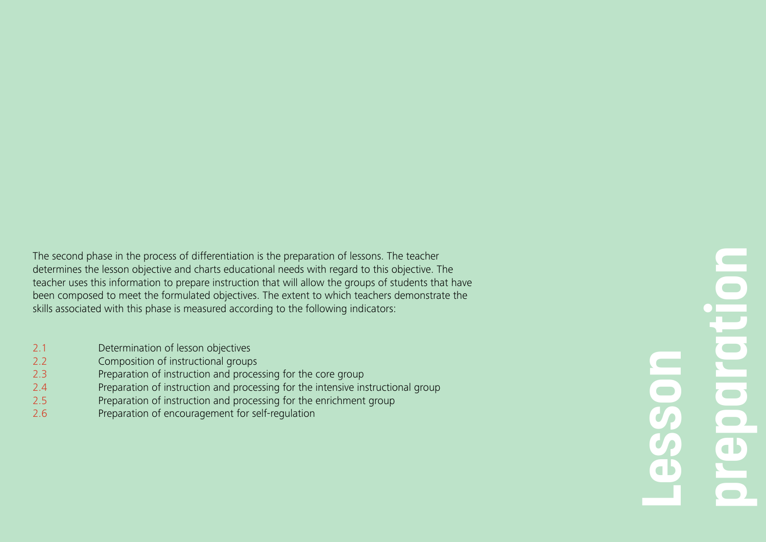# Lesson preparation

The second phase in the process of differentiation is the preparation of lessons. The teacher determines the lesson objective and charts educational needs with regard to this objective. The teacher uses this information to prepare instruction that will allow the groups of students that have been composed to meet the formulated objectives. The extent to which teachers demonstrate the skills associated with this phase is measured according to the following indicators:

- 2.1 Determination of lesson objectives
- 2.2 Composition of instructional groups
- 2.3 Preparation of instruction and processing for the core group
- 2.4 Preparation of instruction and processing for the intensive instructional group
- 2.5 Preparation of instruction and processing for the enrichment group
- 2.6 Preparation of encouragement for self-regulation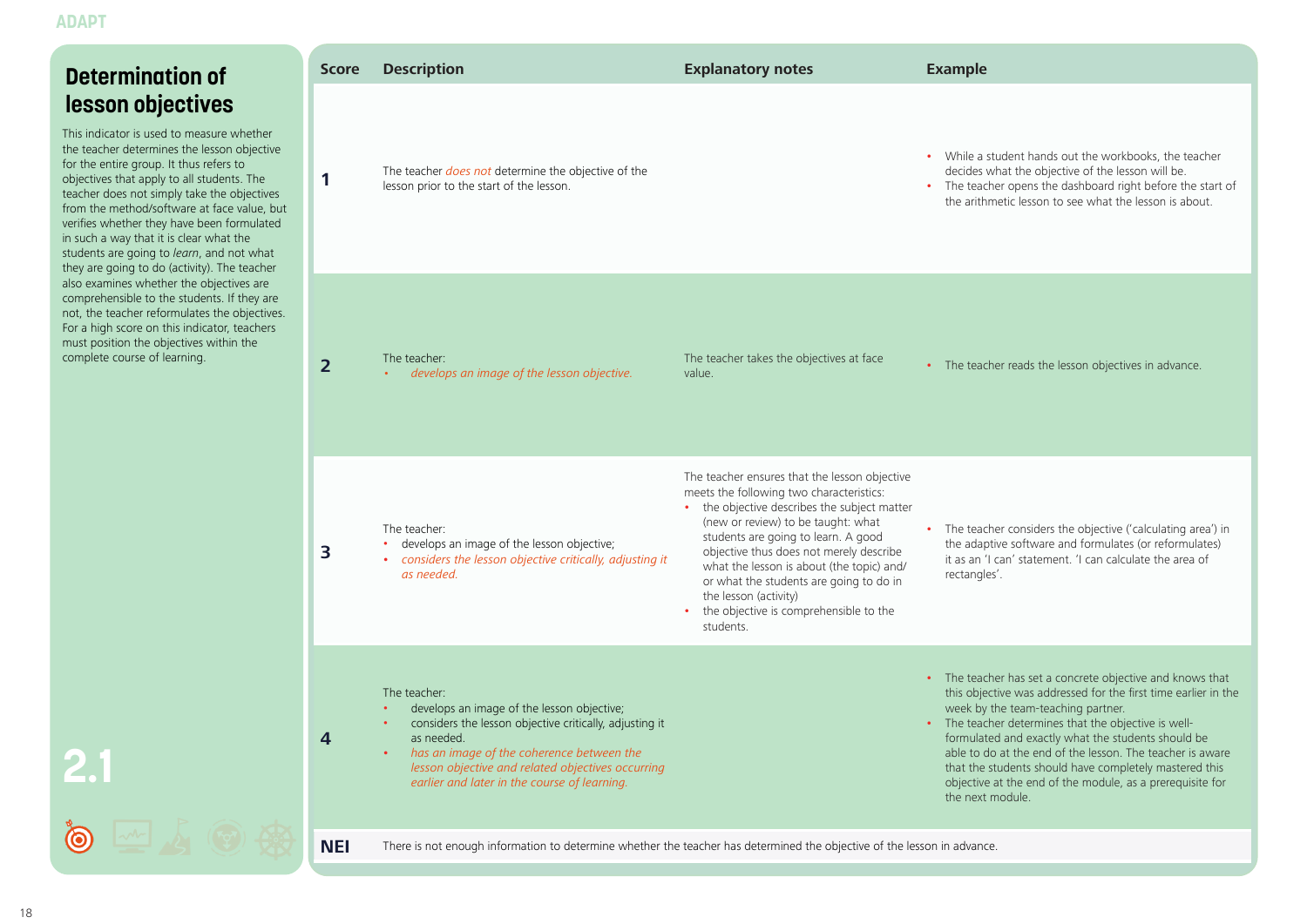# Determination of lesson objectives

This indicator is used to measure whether the teacher determines the lesson objective for the entire group. It thus refers to objectives that apply to all students. The teacher does not simply take the objectives from the method/software at face value, but verifies whether they have been formulated in such a way that it is clear what the students are going to *learn*, and not what they are going to do (activity). The teacher also examines whether the objectives are comprehensible to the students. If they are not, the teacher reformulates the objectives. For a high score on this indicator, teachers must position the objectives within the complete course of learning.

2.1

| Score | Description | Explanatory notes | Example |
|---|---|---|---|
| 1 | The teacher *does not* determine the objective of the lesson prior to the start of the lesson. | | • While a student hands out the workbooks, the teacher decides what the objective of the lesson will be.<br>• The teacher opens the dashboard right before the start of the arithmetic lesson to see what the lesson is about. |
| 2 | The teacher:<br>• *develops an image of the lesson objective.* | The teacher takes the objectives at face value. | • The teacher reads the lesson objectives in advance. |
| 3 | The teacher:<br>• develops an image of the lesson objective;<br>• *considers the lesson objective critically, adjusting it as needed.* | The teacher ensures that the lesson objective meets the following two characteristics:<br>• the objective describes the subject matter (new or review) to be taught: what students are going to learn. A good objective thus does not merely describe what the lesson is about (the topic) and/or what the students are going to do in the lesson (activity)<br>• the objective is comprehensible to the students. | • The teacher considers the objective ('calculating area') in the adaptive software and formulates (or reformulates) it as an 'I can' statement. 'I can calculate the area of rectangles'. |
| 4 | The teacher:<br>• develops an image of the lesson objective;<br>• considers the lesson objective critically, adjusting it as needed.<br>• *has an image of the coherence between the lesson objective and related objectives occurring earlier and later in the course of learning.* | | • The teacher has set a concrete objective and knows that this objective was addressed for the first time earlier in the week by the team-teaching partner.<br>• The teacher determines that the objective is well-formulated and exactly what the students should be able to do at the end of the lesson. The teacher is aware that the students should have completely mastered this objective at the end of the module, as a prerequisite for the next module. |
| NEI | There is not enough information to determine whether the teacher has determined the objective of the lesson in advance. | | |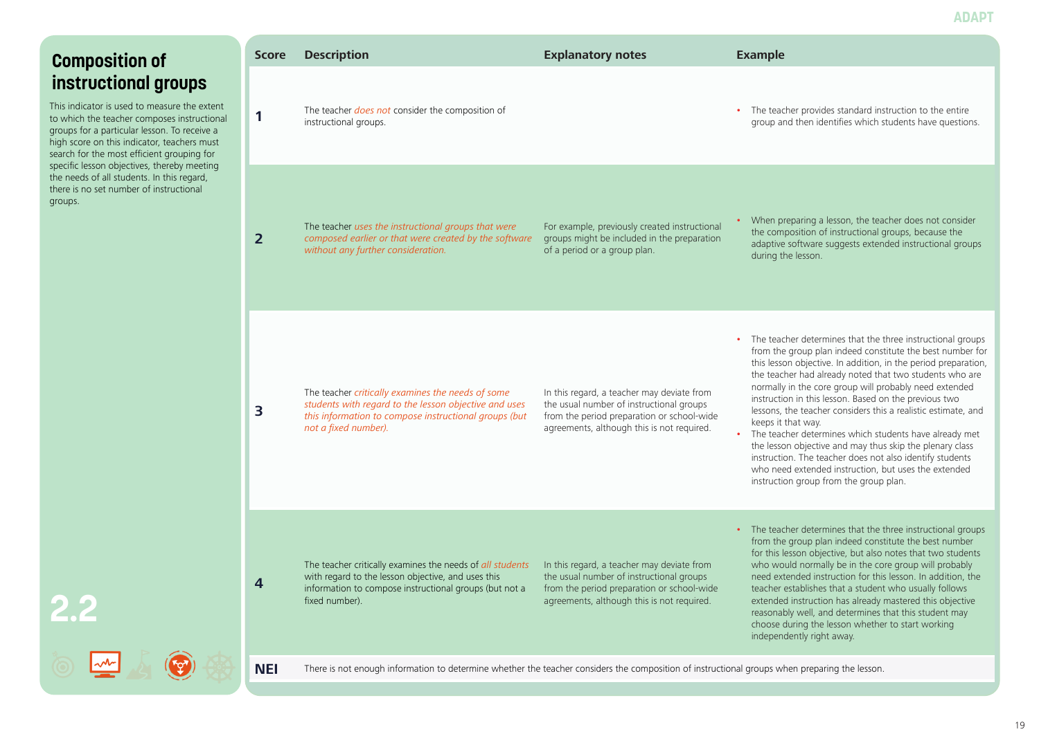## Composition of instructional groups

This indicator is used to measure the extent to which the teacher composes instructional groups for a particular lesson. To receive a high score on this indicator, teachers must search for the most efficient grouping for specific lesson objectives, thereby meeting the needs of all students. In this regard, there is no set number of instructional groups.

2.2

| Score | Description | Explanatory notes | Example |
|---|---|---|---|
| 1 | The teacher *does not* consider the composition of instructional groups. | | • The teacher provides standard instruction to the entire group and then identifies which students have questions. |
| 2 | The teacher *uses the instructional groups that were composed earlier or that were created by the software without any further consideration.* | For example, previously created instructional groups might be included in the preparation of a period or a group plan. | • When preparing a lesson, the teacher does not consider the composition of instructional groups, because the adaptive software suggests extended instructional groups during the lesson. |
| 3 | The teacher *critically examines the needs of some students with regard to the lesson objective and uses this information to compose instructional groups (but not a fixed number).* | In this regard, a teacher may deviate from the usual number of instructional groups from the period preparation or school-wide agreements, although this is not required. | • The teacher determines that the three instructional groups from the group plan indeed constitute the best number for this lesson objective. In addition, in the period preparation, the teacher had already noted that two students who are normally in the core group will probably need extended instruction in this lesson. Based on the previous two lessons, the teacher considers this a realistic estimate, and keeps it that way. • The teacher determines which students have already met the lesson objective and may thus skip the plenary class instruction. The teacher does not also identify students who need extended instruction, but uses the extended instruction group from the group plan. |
| 4 | The teacher critically examines the needs of *all students* with regard to the lesson objective, and uses this information to compose instructional groups (but not a fixed number). | In this regard, a teacher may deviate from the usual number of instructional groups from the period preparation or school-wide agreements, although this is not required. | • The teacher determines that the three instructional groups from the group plan indeed constitute the best number for this lesson objective, but also notes that two students who would normally be in the core group will probably need extended instruction for this lesson. In addition, the teacher establishes that a student who usually follows extended instruction has already mastered this objective reasonably well, and determines that this student may choose during the lesson whether to start working independently right away. |
| NEI | There is not enough information to determine whether the teacher considers the composition of instructional groups when preparing the lesson. | | |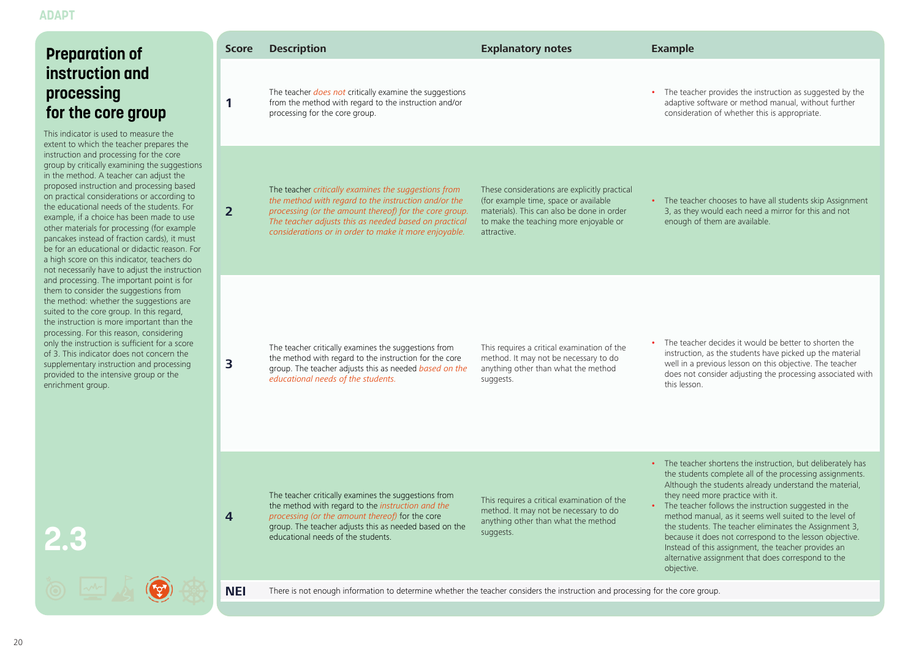# Preparation of instruction and processing for the core group

This indicator is used to measure the extent to which the teacher prepares the instruction and processing for the core group by critically examining the suggestions in the method. A teacher can adjust the proposed instruction and processing based on practical considerations or according to the educational needs of the students. For example, if a choice has been made to use other materials for processing (for example pancakes instead of fraction cards), it must be for an educational or didactic reason. For a high score on this indicator, teachers do not necessarily have to adjust the instruction and processing. The important point is for them to consider the suggestions from the method: whether the suggestions are suited to the core group. In this regard, the instruction is more important than the processing. For this reason, considering only the instruction is sufficient for a score of 3. This indicator does not concern the supplementary instruction and processing provided to the intensive group or the enrichment group.

**2.3**

| Score | Description | Explanatory notes | Example |
|---|---|---|---|
| 1 | The teacher *does not* critically examine the suggestions from the method with regard to the instruction and/or processing for the core group. | | • The teacher provides the instruction as suggested by the adaptive software or method manual, without further consideration of whether this is appropriate. |
| 2 | The teacher *critically examines the suggestions from the method with regard to the instruction and/or the processing (or the amount thereof) for the core group. The teacher adjusts this as needed based on practical considerations or in order to make it more enjoyable.* | These considerations are explicitly practical (for example time, space or available materials). This can also be done in order to make the teaching more enjoyable or attractive. | • The teacher chooses to have all students skip Assignment 3, as they would each need a mirror for this and not enough of them are available. |
| 3 | The teacher critically examines the suggestions from the method with regard to the instruction for the core group. The teacher adjusts this as needed *based on the educational needs of the students.* | This requires a critical examination of the method. It may not be necessary to do anything other than what the method suggests. | • The teacher decides it would be better to shorten the instruction, as the students have picked up the material well in a previous lesson on this objective. The teacher does not consider adjusting the processing associated with this lesson. |
| 4 | The teacher critically examines the suggestions from the method with regard to the *instruction and the processing (or the amount thereof)* for the core group. The teacher adjusts this as needed based on the educational needs of the students. | This requires a critical examination of the method. It may not be necessary to do anything other than what the method suggests. | • The teacher shortens the instruction, but deliberately has the students complete all of the processing assignments. Although the students already understand the material, they need more practice with it.<br>• The teacher follows the instruction suggested in the method manual, as it seems well suited to the level of the students. The teacher eliminates the Assignment 3, because it does not correspond to the lesson objective. Instead of this assignment, the teacher provides an alternative assignment that does correspond to the objective. |
| NEI | There is not enough information to determine whether the teacher considers the instruction and processing for the core group. | | |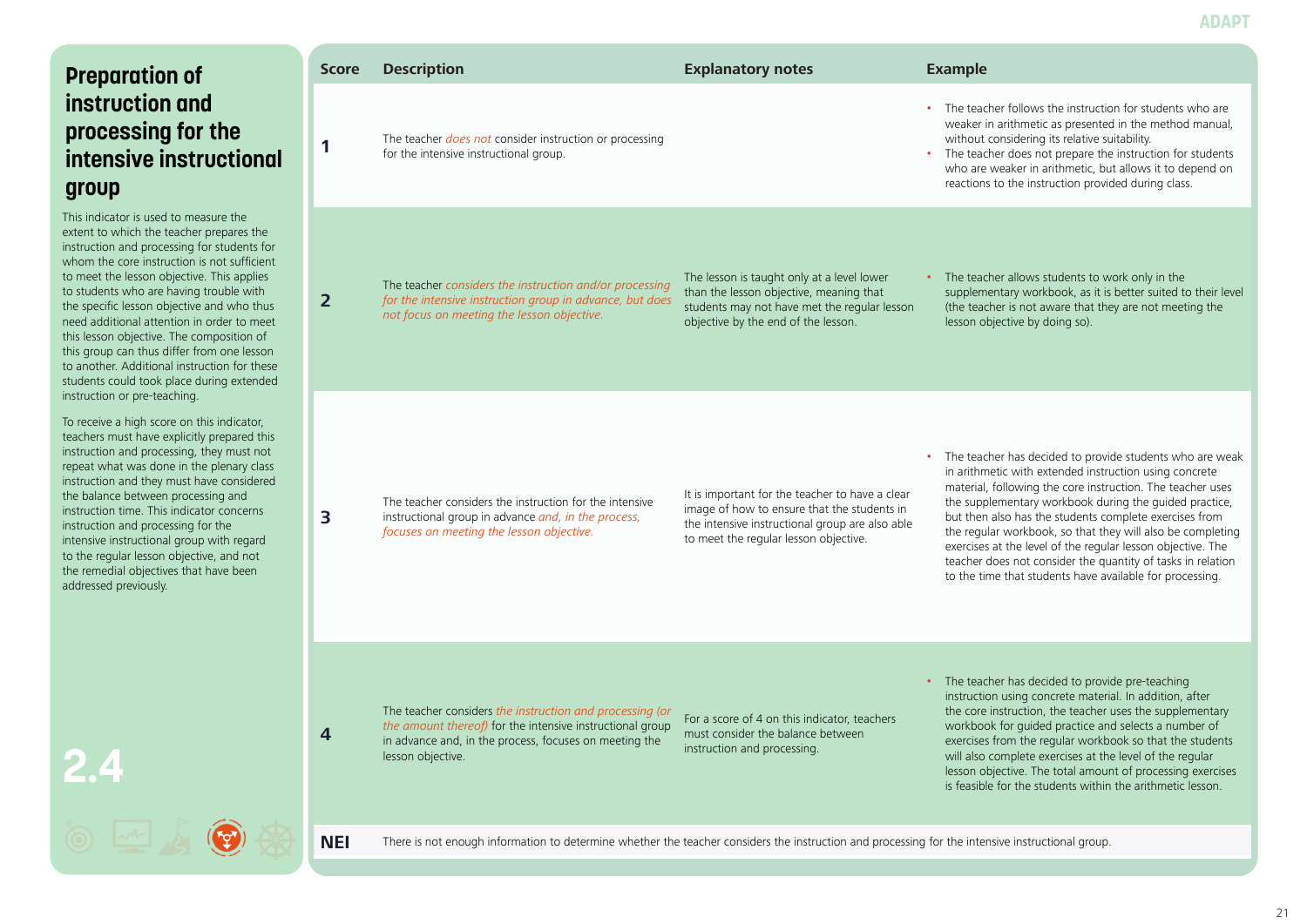# Preparation of instruction and processing for the intensive instructional group

This indicator is used to measure the extent to which the teacher prepares the instruction and processing for students for whom the core instruction is not sufficient to meet the lesson objective. This applies to students who are having trouble with the specific lesson objective and who thus need additional attention in order to meet this lesson objective. The composition of this group can thus differ from one lesson to another. Additional instruction for these students could took place during extended instruction or pre-teaching.

To receive a high score on this indicator, teachers must have explicitly prepared this instruction and processing, they must not repeat what was done in the plenary class instruction and they must have considered the balance between processing and instruction time. This indicator concerns instruction and processing for the intensive instructional group with regard to the regular lesson objective, and not the remedial objectives that have been addressed previously.

**2.4**

| Score | Description | Explanatory notes | Example |
|---|---|---|---|
| **1** | The teacher *does not* consider instruction or processing for the intensive instructional group. | | • The teacher follows the instruction for students who are weaker in arithmetic as presented in the method manual, without considering its relative suitability.<br>• The teacher does not prepare the instruction for students who are weaker in arithmetic, but allows it to depend on reactions to the instruction provided during class. |
| **2** | The teacher *considers the instruction and/or processing for the intensive instruction group in advance, but does not focus on meeting the lesson objective.* | The lesson is taught only at a level lower than the lesson objective, meaning that students may not have met the regular lesson objective by the end of the lesson. | • The teacher allows students to work only in the supplementary workbook, as it is better suited to their level (the teacher is not aware that they are not meeting the lesson objective by doing so). |
| **3** | The teacher considers the instruction for the intensive instructional group in advance *and, in the process, focuses on meeting the lesson objective.* | It is important for the teacher to have a clear image of how to ensure that the students in the intensive instructional group are also able to meet the regular lesson objective. | • The teacher has decided to provide students who are weak in arithmetic with extended instruction using concrete material, following the core instruction. The teacher uses the supplementary workbook during the guided practice, but then also has the students complete exercises from the regular workbook, so that they will also be completing exercises at the level of the regular lesson objective. The teacher does not consider the quantity of tasks in relation to the time that students have available for processing. |
| **4** | The teacher considers *the instruction and processing (or the amount thereof)* for the intensive instructional group in advance and, in the process, focuses on meeting the lesson objective. | For a score of 4 on this indicator, teachers must consider the balance between instruction and processing. | • The teacher has decided to provide pre-teaching instruction using concrete material. In addition, after the core instruction, the teacher uses the supplementary workbook for guided practice and selects a number of exercises from the regular workbook so that the students will also complete exercises at the level of the regular lesson objective. The total amount of processing exercises is feasible for the students within the arithmetic lesson. |
| **NEI** | There is not enough information to determine whether the teacher considers the instruction and processing for the intensive instructional group. | | |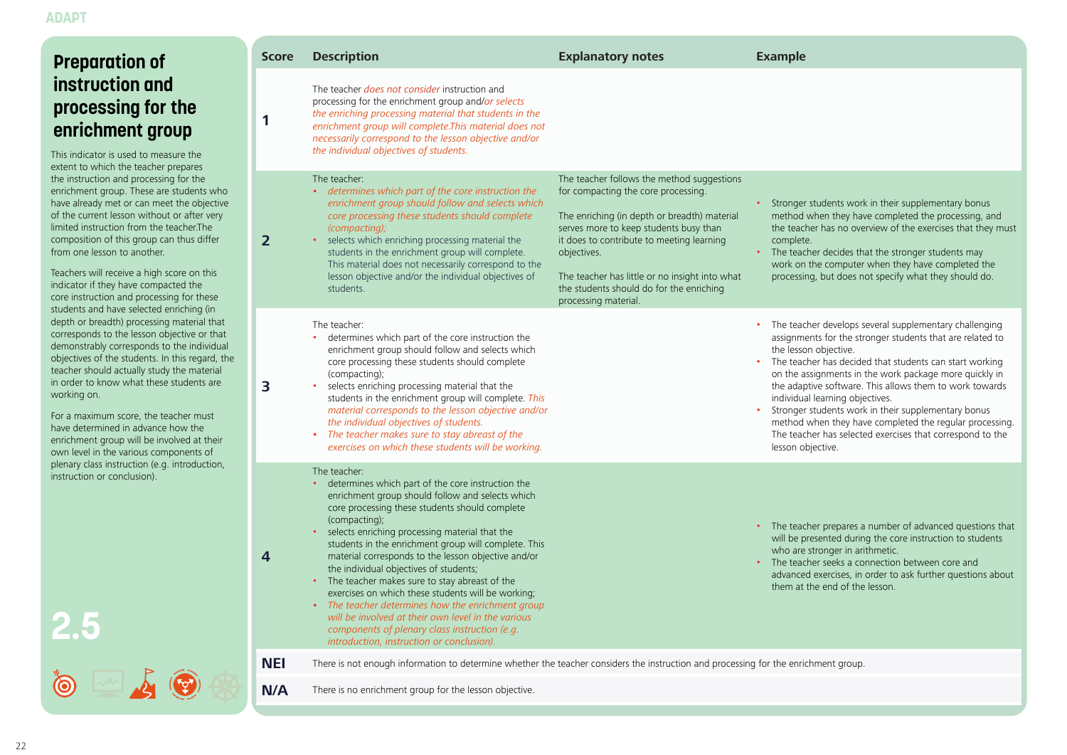ADAPT

## Preparation of instruction and processing for the enrichment group

This indicator is used to measure the extent to which the teacher prepares the instruction and processing for the enrichment group. These are students who have already met or can meet the objective of the current lesson without or after very limited instruction from the teacher.The composition of this group can thus differ from one lesson to another.

Teachers will receive a high score on this indicator if they have compacted the core instruction and processing for these students and have selected enriching (in depth or breadth) processing material that corresponds to the lesson objective or that demonstrably corresponds to the individual objectives of the students. In this regard, the teacher should actually study the material in order to know what these students are working on.

For a maximum score, the teacher must have determined in advance how the enrichment group will be involved at their own level in the various components of plenary class instruction (e.g. introduction, instruction or conclusion).

**2.5**

| Score | Description | Explanatory notes | Example |
|---|---|---|---|
| **1** | The teacher *does not consider* instruction and processing for the enrichment group and/*or selects the enriching processing material that students in the enrichment group will complete.This material does not necessarily correspond to the lesson objective and/or the individual objectives of students.* | | |
| **2** | The teacher:<br>• *determines which part of the core instruction the enrichment group should follow and selects which core processing these students should complete (compacting);*<br>• selects which enriching processing material the students in the enrichment group will complete. This material does not necessarily correspond to the lesson objective and/or the individual objectives of students. | The teacher follows the method suggestions for compacting the core processing.<br><br>The enriching (in depth or breadth) material serves more to keep students busy than it does to contribute to meeting learning objectives.<br><br>The teacher has little or no insight into what the students should do for the enriching processing material. | • Stronger students work in their supplementary bonus method when they have completed the processing, and the teacher has no overview of the exercises that they must complete.<br>• The teacher decides that the stronger students may work on the computer when they have completed the processing, but does not specify what they should do. |
| **3** | The teacher:<br>• determines which part of the core instruction the enrichment group should follow and selects which core processing these students should complete (compacting);<br>• selects enriching processing material that the students in the enrichment group will complete. *This material corresponds to the lesson objective and/or the individual objectives of students.*<br>• *The teacher makes sure to stay abreast of the exercises on which these students will be working.* | | • The teacher develops several supplementary challenging assignments for the stronger students that are related to the lesson objective.<br>• The teacher has decided that students can start working on the assignments in the work package more quickly in the adaptive software. This allows them to work towards individual learning objectives.<br>• Stronger students work in their supplementary bonus method when they have completed the regular processing. The teacher has selected exercises that correspond to the lesson objective. |
| **4** | The teacher:<br>• determines which part of the core instruction the enrichment group should follow and selects which core processing these students should complete (compacting);<br>• selects enriching processing material that the students in the enrichment group will complete. This material corresponds to the lesson objective and/or the individual objectives of students;<br>• The teacher makes sure to stay abreast of the exercises on which these students will be working;<br>• *The teacher determines how the enrichment group will be involved at their own level in the various components of plenary class instruction (e.g. introduction, instruction or conclusion).* | | • The teacher prepares a number of advanced questions that will be presented during the core instruction to students who are stronger in arithmetic.<br>• The teacher seeks a connection between core and advanced exercises, in order to ask further questions about them at the end of the lesson. |
| **NEI** | There is not enough information to determine whether the teacher considers the instruction and processing for the enrichment group. | | |
| **N/A** | There is no enrichment group for the lesson objective. | | |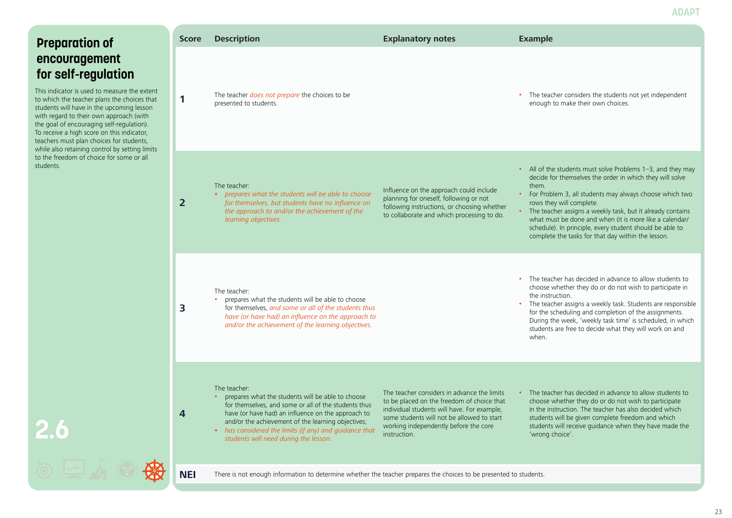## Preparation of encouragement for self-regulation

This indicator is used to measure the extent to which the teacher plans the choices that students will have in the upcoming lesson with regard to their own approach (with the goal of encouraging self-regulation). To receive a high score on this indicator, teachers must plan choices for students, while also retaining control by setting limits to the freedom of choice for some or all students.

**2.6**

| Score | Description | Explanatory notes | Example |
| --- | --- | --- | --- |
| **1** | The teacher *does not prepare* the choices to be presented to students. | | • The teacher considers the students not yet independent enough to make their own choices. |
| **2** | The teacher:<br>• *prepares what the students will be able to choose for themselves, but students have no influence on the approach to and/or the achievement of the learning objectives.* | Influence on the approach could include planning for oneself, following or not following instructions, or choosing whether to collaborate and which processing to do. | • All of the students must solve Problems 1–3, and they may decide for themselves the order in which they will solve them.<br>• For Problem 3, all students may always choose which two rows they will complete.<br>• The teacher assigns a weekly task, but it already contains what must be done and when (it is more like a calendar/schedule). In principle, every student should be able to complete the tasks for that day within the lesson. |
| **3** | The teacher:<br>• prepares what the students will be able to choose for themselves, *and some or all of the students thus have (or have had) an influence on the approach to and/or the achievement of the learning objectives.* | | • The teacher has decided in advance to allow students to choose whether they do or do not wish to participate in the instruction.<br>• The teacher assigns a weekly task. Students are responsible for the scheduling and completion of the assignments. During the week, 'weekly task time' is scheduled, in which students are free to decide what they will work on and when. |
| **4** | The teacher:<br>• prepares what the students will be able to choose for themselves, and some or all of the students thus have (or have had) an influence on the approach to and/or the achievement of the learning objectives;<br>• *has considered the limits (if any) and guidance that students will need during the lesson.* | The teacher considers in advance the limits to be placed on the freedom of choice that individual students will have. For example, some students will not be allowed to start working independently before the core instruction. | • The teacher has decided in advance to allow students to choose whether they do or do not wish to participate in the instruction. The teacher has also decided which students will be given complete freedom and which students will receive guidance when they have made the 'wrong choice'. |
| **NEI** | There is not enough information to determine whether the teacher prepares the choices to be presented to students. | | |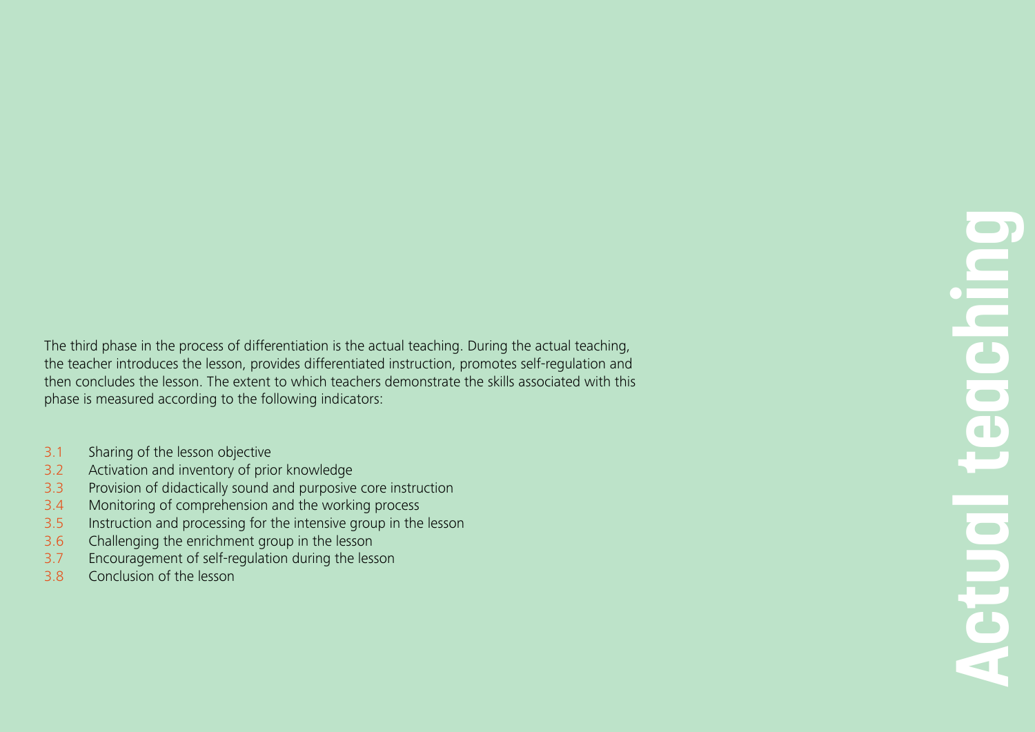# Actual teaching

The third phase in the process of differentiation is the actual teaching. During the actual teaching, the teacher introduces the lesson, provides differentiated instruction, promotes self-regulation and then concludes the lesson. The extent to which teachers demonstrate the skills associated with this phase is measured according to the following indicators:

- 3.1 Sharing of the lesson objective
- 3.2 Activation and inventory of prior knowledge
- 3.3 Provision of didactically sound and purposive core instruction
- 3.4 Monitoring of comprehension and the working process
- 3.5 Instruction and processing for the intensive group in the lesson
- 3.6 Challenging the enrichment group in the lesson
- 3.7 Encouragement of self-regulation during the lesson
- 3.8 Conclusion of the lesson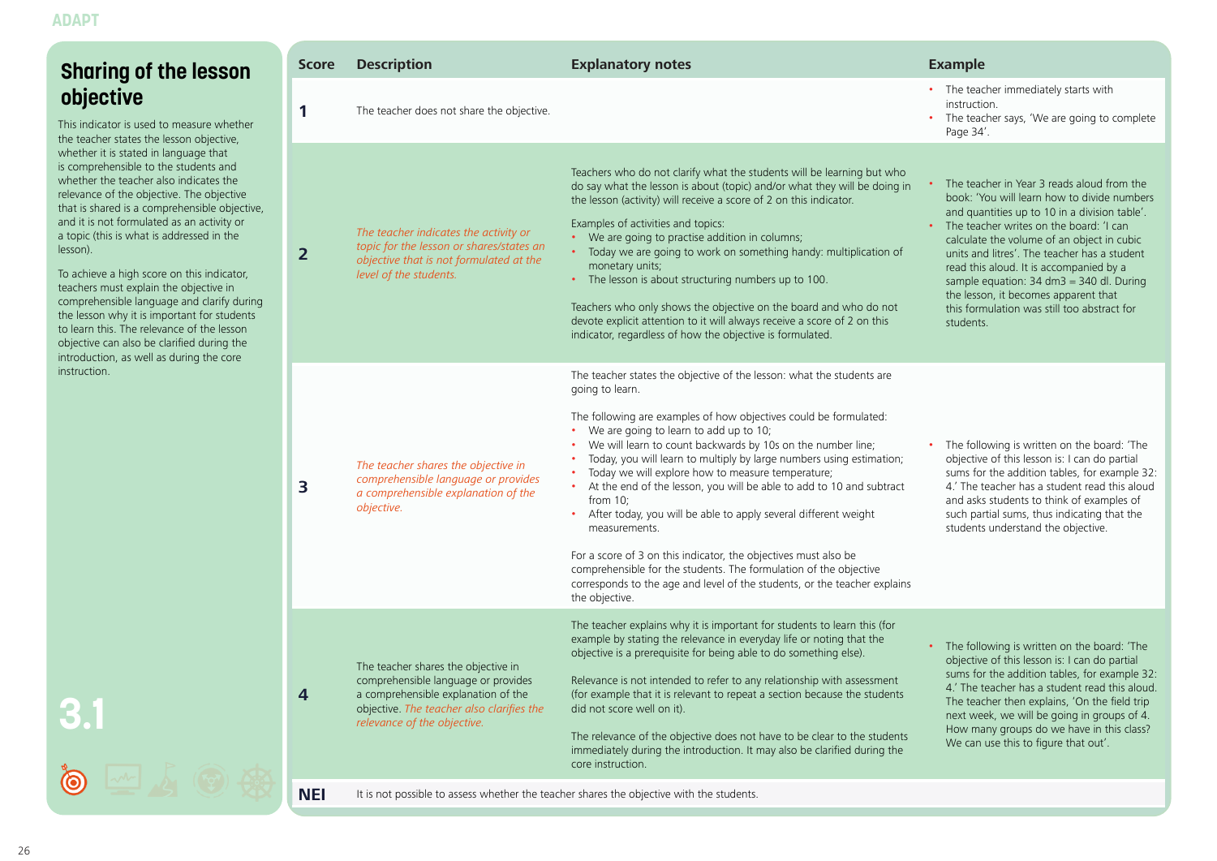## Sharing of the lesson objective

This indicator is used to measure whether the teacher states the lesson objective, whether it is stated in language that is comprehensible to the students and whether the teacher also indicates the relevance of the objective. The objective that is shared is a comprehensible objective, and it is not formulated as an activity or a topic (this is what is addressed in the lesson).

To achieve a high score on this indicator, teachers must explain the objective in comprehensible language and clarify during the lesson why it is important for students to learn this. The relevance of the lesson objective can also be clarified during the introduction, as well as during the core instruction.

3.1

| Score | Description | Explanatory notes | Example |
|---|---|---|---|
| **1** | The teacher does not share the objective. | | • The teacher immediately starts with instruction.<br>• The teacher says, 'We are going to complete Page 34'. |
| **2** | *The teacher indicates the activity or topic for the lesson or shares/states an objective that is not formulated at the level of the students.* | Teachers who do not clarify what the students will be learning but who do say what the lesson is about (topic) and/or what they will be doing in the lesson (activity) will receive a score of 2 on this indicator.<br><br>Examples of activities and topics:<br>• We are going to practise addition in columns;<br>• Today we are going to work on something handy: multiplication of monetary units;<br>• The lesson is about structuring numbers up to 100.<br><br>Teachers who only shows the objective on the board and who do not devote explicit attention to it will always receive a score of 2 on this indicator, regardless of how the objective is formulated. | • The teacher in Year 3 reads aloud from the book: 'You will learn how to divide numbers and quantities up to 10 in a division table'.<br>• The teacher writes on the board: 'I can calculate the volume of an object in cubic units and litres'. The teacher has a student read this aloud. It is accompanied by a sample equation: 34 dm3 = 340 dl. During the lesson, it becomes apparent that this formulation was still too abstract for students. |
| **3** | *The teacher shares the objective in comprehensible language or provides a comprehensible explanation of the objective.* | The teacher states the objective of the lesson: what the students are going to learn.<br><br>The following are examples of how objectives could be formulated:<br>• We are going to learn to add up to 10;<br>• We will learn to count backwards by 10s on the number line;<br>• Today, you will learn to multiply by large numbers using estimation;<br>• Today we will explore how to measure temperature;<br>• At the end of the lesson, you will be able to add to 10 and subtract from 10;<br>• After today, you will be able to apply several different weight measurements.<br><br>For a score of 3 on this indicator, the objectives must also be comprehensible for the students. The formulation of the objective corresponds to the age and level of the students, or the teacher explains the objective. | • The following is written on the board: 'The objective of this lesson is: I can do partial sums for the addition tables, for example 32: 4.' The teacher has a student read this aloud and asks students to think of examples of such partial sums, thus indicating that the students understand the objective. |
| **4** | The teacher shares the objective in comprehensible language or provides a comprehensible explanation of the objective. *The teacher also clarifies the relevance of the objective.* | The teacher explains why it is important for students to learn this (for example by stating the relevance in everyday life or noting that the objective is a prerequisite for being able to do something else).<br><br>Relevance is not intended to refer to any relationship with assessment (for example that it is relevant to repeat a section because the students did not score well on it).<br><br>The relevance of the objective does not have to be clear to the students immediately during the introduction. It may also be clarified during the core instruction. | • The following is written on the board: 'The objective of this lesson is: I can do partial sums for the addition tables, for example 32: 4.' The teacher has a student read this aloud. The teacher then explains, 'On the field trip next week, we will be going in groups of 4. How many groups do we have in this class? We can use this to figure that out'. |
| **NEI** | It is not possible to assess whether the teacher shares the objective with the students. | | |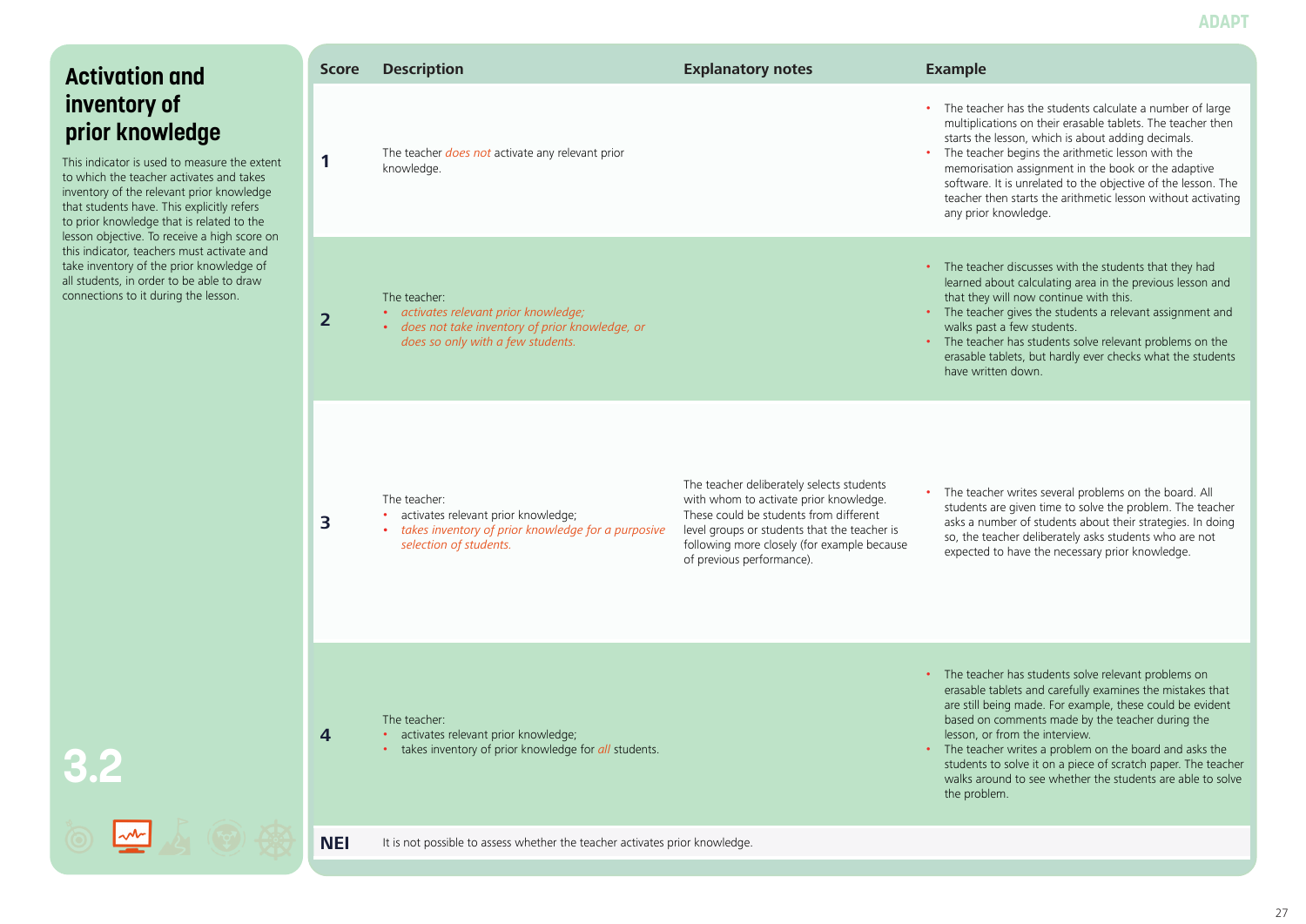# Activation and inventory of prior knowledge

This indicator is used to measure the extent to which the teacher activates and takes inventory of the relevant prior knowledge that students have. This explicitly refers to prior knowledge that is related to the lesson objective. To receive a high score on this indicator, teachers must activate and take inventory of the prior knowledge of all students, in order to be able to draw connections to it during the lesson.

**3.2**

| Score | Description | Explanatory notes | Example |
|---|---|---|---|
| **1** | The teacher *does not* activate any relevant prior knowledge. | | • The teacher has the students calculate a number of large multiplications on their erasable tablets. The teacher then starts the lesson, which is about adding decimals.<br>• The teacher begins the arithmetic lesson with the memorisation assignment in the book or the adaptive software. It is unrelated to the objective of the lesson. The teacher then starts the arithmetic lesson without activating any prior knowledge. |
| **2** | The teacher:<br>• *activates relevant prior knowledge;*<br>• *does not take inventory of prior knowledge, or does so only with a few students.* | | • The teacher discusses with the students that they had learned about calculating area in the previous lesson and that they will now continue with this.<br>• The teacher gives the students a relevant assignment and walks past a few students.<br>• The teacher has students solve relevant problems on the erasable tablets, but hardly ever checks what the students have written down. |
| **3** | The teacher:<br>• activates relevant prior knowledge;<br>• *takes inventory of prior knowledge for a purposive selection of students.* | The teacher deliberately selects students with whom to activate prior knowledge. These could be students from different level groups or students that the teacher is following more closely (for example because of previous performance). | • The teacher writes several problems on the board. All students are given time to solve the problem. The teacher asks a number of students about their strategies. In doing so, the teacher deliberately asks students who are not expected to have the necessary prior knowledge. |
| **4** | The teacher:<br>• activates relevant prior knowledge;<br>• takes inventory of prior knowledge for *all* students. | | • The teacher has students solve relevant problems on erasable tablets and carefully examines the mistakes that are still being made. For example, these could be evident based on comments made by the teacher during the lesson, or from the interview.<br>• The teacher writes a problem on the board and asks the students to solve it on a piece of scratch paper. The teacher walks around to see whether the students are able to solve the problem. |
| **NEI** | It is not possible to assess whether the teacher activates prior knowledge. | | |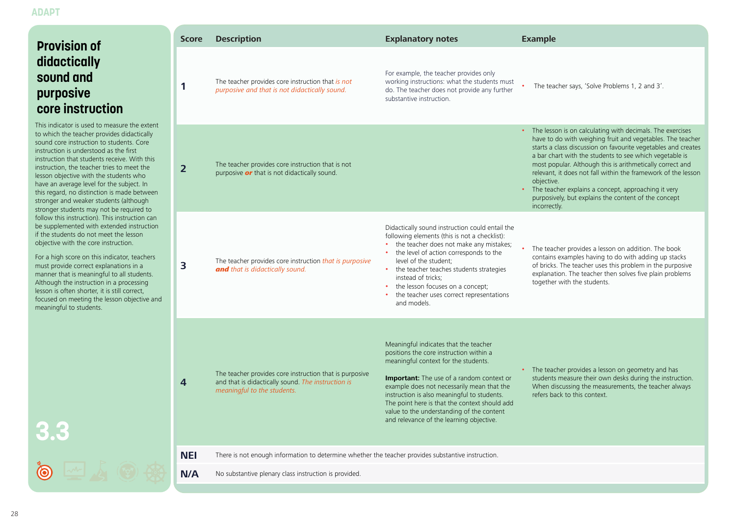# Provision of didactically sound and purposive core instruction

This indicator is used to measure the extent to which the teacher provides didactically sound core instruction to students. Core instruction is understood as the first instruction that students receive. With this instruction, the teacher tries to meet the lesson objective with the students who have an average level for the subject. In this regard, no distinction is made between stronger and weaker students (although stronger students may not be required to follow this instruction). This instruction can be supplemented with extended instruction if the students do not meet the lesson objective with the core instruction.

For a high score on this indicator, teachers must provide correct explanations in a manner that is meaningful to all students. Although the instruction in a processing lesson is often shorter, it is still correct, focused on meeting the lesson objective and meaningful to students.

**3.3**

| Score | Description | Explanatory notes | Example |
|---|---|---|---|
| **1** | The teacher provides core instruction that *is not purposive and that is not didactically sound.* | For example, the teacher provides only working instructions: what the students must do. The teacher does not provide any further substantive instruction. | • The teacher says, 'Solve Problems 1, 2 and 3'. |
| **2** | The teacher provides core instruction that is not purposive ***or*** that is not didactically sound. | | • The lesson is on calculating with decimals. The exercises have to do with weighing fruit and vegetables. The teacher starts a class discussion on favourite vegetables and creates a bar chart with the students to see which vegetable is most popular. Although this is arithmetically correct and relevant, it does not fall within the framework of the lesson objective.<br>• The teacher explains a concept, approaching it very purposively, but explains the content of the concept incorrectly. |
| **3** | The teacher provides core instruction *that is purposive* ***and*** *that is didactically sound.* | Didactically sound instruction could entail the following elements (this is not a checklist):<br>• the teacher does not make any mistakes;<br>• the level of action corresponds to the level of the student;<br>• the teacher teaches students strategies instead of tricks;<br>• the lesson focuses on a concept;<br>• the teacher uses correct representations and models. | • The teacher provides a lesson on addition. The book contains examples having to do with adding up stacks of bricks. The teacher uses this problem in the purposive explanation. The teacher then solves five plain problems together with the students. |
| **4** | The teacher provides core instruction that is purposive and that is didactically sound. *The instruction is meaningful to the students.* | Meaningful indicates that the teacher positions the core instruction within a meaningful context for the students.<br><br>**Important:** The use of a random context or example does not necessarily mean that the instruction is also meaningful to students. The point here is that the context should add value to the understanding of the content and relevance of the learning objective. | • The teacher provides a lesson on geometry and has students measure their own desks during the instruction. When discussing the measurements, the teacher always refers back to this context. |
| **NEI** | There is not enough information to determine whether the teacher provides substantive instruction. | | |
| **N/A** | No substantive plenary class instruction is provided. | | |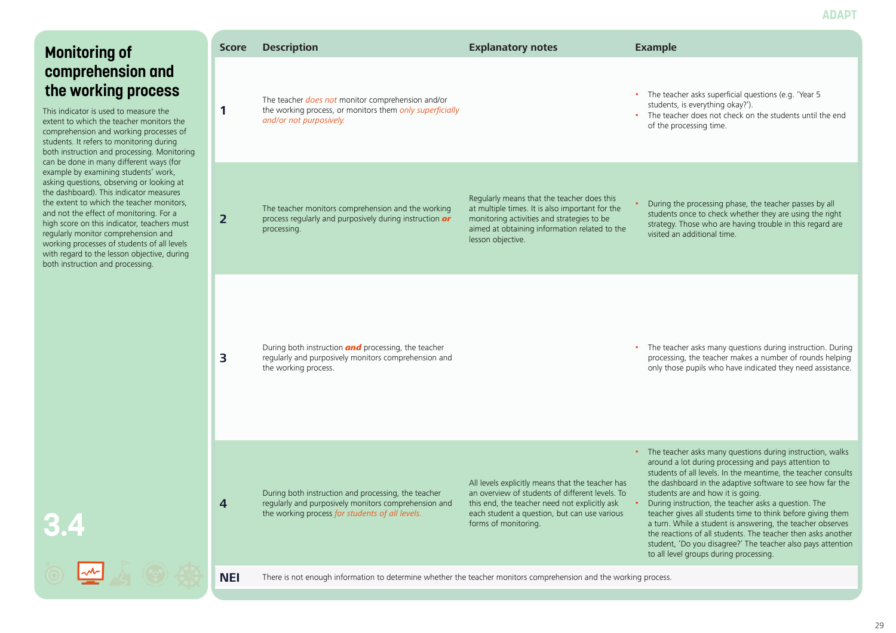## Monitoring of comprehension and the working process

This indicator is used to measure the extent to which the teacher monitors the comprehension and working processes of students. It refers to monitoring during both instruction and processing. Monitoring can be done in many different ways (for example by examining students' work, asking questions, observing or looking at the dashboard). This indicator measures the extent to which the teacher monitors, and not the effect of monitoring. For a high score on this indicator, teachers must regularly monitor comprehension and working processes of students of all levels with regard to the lesson objective, during both instruction and processing.

3.4

| Score | Description | Explanatory notes | Example |
|---|---|---|---|
| 1 | The teacher *does not* monitor comprehension and/or the working process, or monitors them *only superficially and/or not purposively.* | | • The teacher asks superficial questions (e.g. 'Year 5 students, is everything okay?').<br>• The teacher does not check on the students until the end of the processing time. |
| 2 | The teacher monitors comprehension and the working process regularly and purposively during instruction ***or*** processing. | Regularly means that the teacher does this at multiple times. It is also important for the monitoring activities and strategies to be aimed at obtaining information related to the lesson objective. | • During the processing phase, the teacher passes by all students once to check whether they are using the right strategy. Those who are having trouble in this regard are visited an additional time. |
| 3 | During both instruction ***and*** processing, the teacher regularly and purposively monitors comprehension and the working process. | | • The teacher asks many questions during instruction. During processing, the teacher makes a number of rounds helping only those pupils who have indicated they need assistance. |
| 4 | During both instruction and processing, the teacher regularly and purposively monitors comprehension and the working process *for students of all levels.* | All levels explicitly means that the teacher has an overview of students of different levels. To this end, the teacher need not explicitly ask each student a question, but can use various forms of monitoring. | • The teacher asks many questions during instruction, walks around a lot during processing and pays attention to students of all levels. In the meantime, the teacher consults the dashboard in the adaptive software to see how far the students are and how it is going.<br>• During instruction, the teacher asks a question. The teacher gives all students time to think before giving them a turn. While a student is answering, the teacher observes the reactions of all students. The teacher then asks another student, 'Do you disagree?' The teacher also pays attention to all level groups during processing. |
| NEI | There is not enough information to determine whether the teacher monitors comprehension and the working process. | | |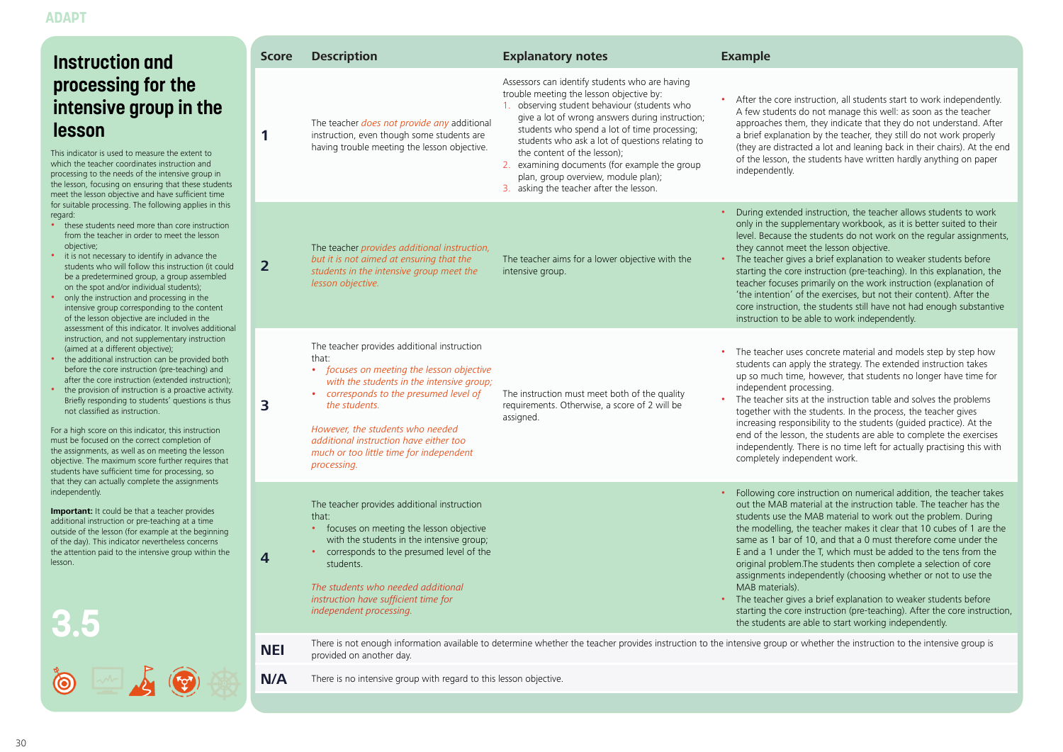# Instruction and processing for the intensive group in the lesson

This indicator is used to measure the extent to which the teacher coordinates instruction and processing to the needs of the intensive group in the lesson, focusing on ensuring that these students meet the lesson objective and have sufficient time for suitable processing. The following applies in this regard:

- these students need more than core instruction from the teacher in order to meet the lesson objective;
- it is not necessary to identify in advance the students who will follow this instruction (it could be a predetermined group, a group assembled on the spot and/or individual students);
- only the instruction and processing in the intensive group corresponding to the content of the lesson objective are included in the assessment of this indicator. It involves additional instruction, and not supplementary instruction (aimed at a different objective);
- the additional instruction can be provided both before the core instruction (pre-teaching) and after the core instruction (extended instruction);
- the provision of instruction is a proactive activity. Briefly responding to students' questions is thus not classified as instruction.

For a high score on this indicator, this instruction must be focused on the correct completion of the assignments, as well as on meeting the lesson objective. The maximum score further requires that students have sufficient time for processing, so that they can actually complete the assignments independently.

**Important:** It could be that a teacher provides additional instruction or pre-teaching at a time outside of the lesson (for example at the beginning of the day). This indicator nevertheless concerns the attention paid to the intensive group within the lesson.

**3.5**

| Score | Description | Explanatory notes | Example |
|---|---|---|---|
| **1** | The teacher *does not provide any* additional instruction, even though some students are having trouble meeting the lesson objective. | Assessors can identify students who are having trouble meeting the lesson objective by:<br>1. observing student behaviour (students who give a lot of wrong answers during instruction; students who spend a lot of time processing; students who ask a lot of questions relating to the content of the lesson);<br>2. examining documents (for example the group plan, group overview, module plan);<br>3. asking the teacher after the lesson. | • After the core instruction, all students start to work independently. A few students do not manage this well: as soon as the teacher approaches them, they indicate that they do not understand. After a brief explanation by the teacher, they still do not work properly (they are distracted a lot and leaning back in their chairs). At the end of the lesson, the students have written hardly anything on paper independently. |
| **2** | The teacher *provides additional instruction, but it is not aimed at ensuring that the students in the intensive group meet the lesson objective.* | The teacher aims for a lower objective with the intensive group. | • During extended instruction, the teacher allows students to work only in the supplementary workbook, as it is better suited to their level. Because the students do not work on the regular assignments, they cannot meet the lesson objective.<br>• The teacher gives a brief explanation to weaker students before starting the core instruction (pre-teaching). In this explanation, the teacher focuses primarily on the work instruction (explanation of 'the intention' of the exercises, but not their content). After the core instruction, the students still have not had enough substantive instruction to be able to work independently. |
| **3** | The teacher provides additional instruction that:<br>• *focuses on meeting the lesson objective with the students in the intensive group;*<br>• *corresponds to the presumed level of the students.*<br><br>*However, the students who needed additional instruction have either too much or too little time for independent processing.* | The instruction must meet both of the quality requirements. Otherwise, a score of 2 will be assigned. | • The teacher uses concrete material and models step by step how students can apply the strategy. The extended instruction takes up so much time, however, that students no longer have time for independent processing.<br>• The teacher sits at the instruction table and solves the problems together with the students. In the process, the teacher gives increasing responsibility to the students (guided practice). At the end of the lesson, the students are able to complete the exercises independently. There is no time left for actually practising this with completely independent work. |
| **4** | The teacher provides additional instruction that:<br>• focuses on meeting the lesson objective with the students in the intensive group;<br>• corresponds to the presumed level of the students.<br><br>*The students who needed additional instruction have sufficient time for independent processing.* | | • Following core instruction on numerical addition, the teacher takes out the MAB material at the instruction table. The teacher has the students use the MAB material to work out the problem. During the modelling, the teacher makes it clear that 10 cubes of 1 are the same as 1 bar of 10, and that a 0 must therefore come under the E and a 1 under the T, which must be added to the tens from the original problem.The students then complete a selection of core assignments independently (choosing whether or not to use the MAB materials).<br>• The teacher gives a brief explanation to weaker students before starting the core instruction (pre-teaching). After the core instruction, the students are able to start working independently. |
| **NEI** | There is not enough information available to determine whether the teacher provides instruction to the intensive group or whether the instruction to the intensive group is provided on another day. | | |
| **N/A** | There is no intensive group with regard to this lesson objective. | | |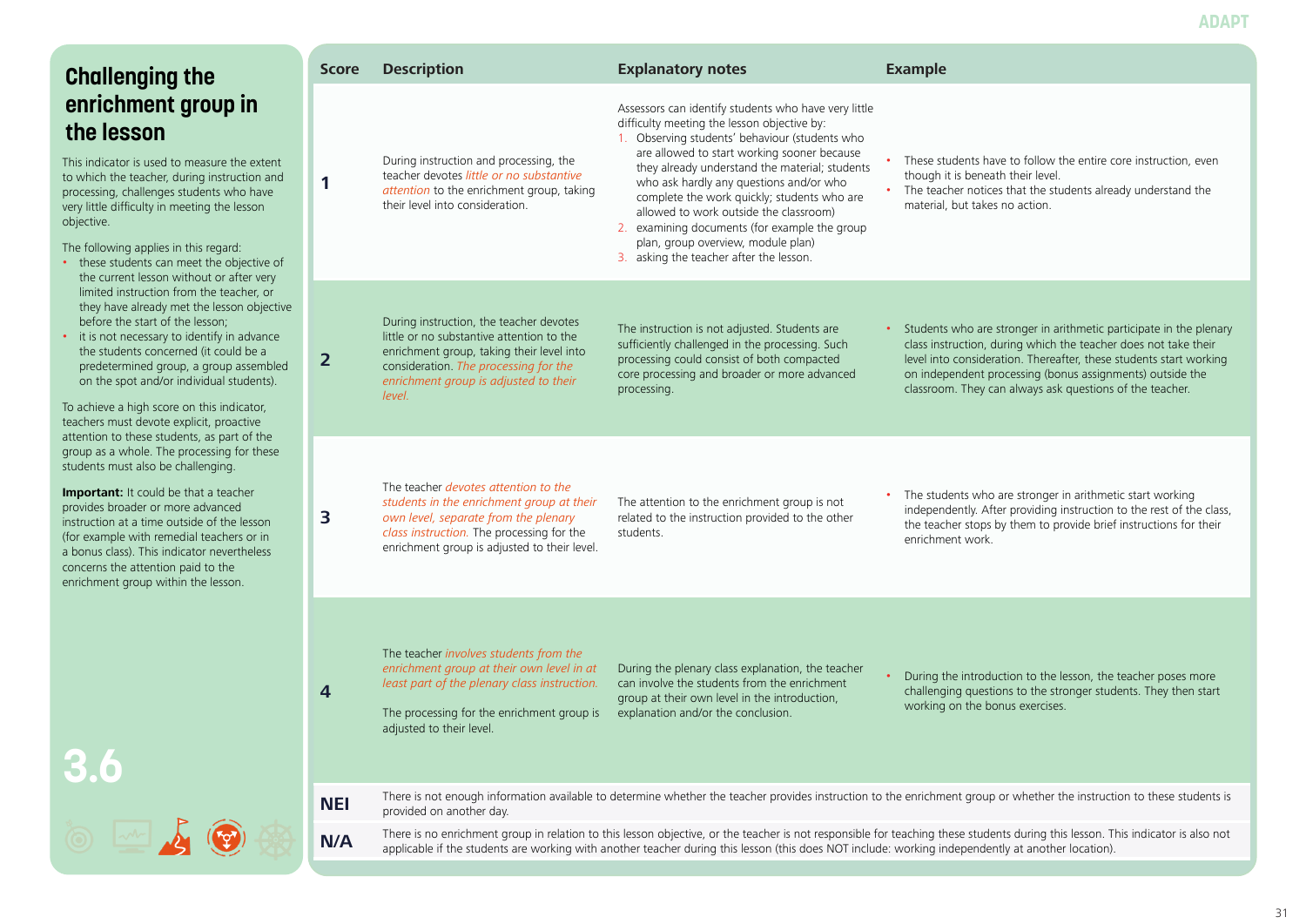## Challenging the enrichment group in the lesson

This indicator is used to measure the extent to which the teacher, during instruction and processing, challenges students who have very little difficulty in meeting the lesson objective.

The following applies in this regard:

- these students can meet the objective of the current lesson without or after very limited instruction from the teacher, or they have already met the lesson objective before the start of the lesson;
- it is not necessary to identify in advance the students concerned (it could be a predetermined group, a group assembled on the spot and/or individual students).

To achieve a high score on this indicator, teachers must devote explicit, proactive attention to these students, as part of the group as a whole. The processing for these students must also be challenging.

**Important:** It could be that a teacher provides broader or more advanced instruction at a time outside of the lesson (for example with remedial teachers or in a bonus class). This indicator nevertheless concerns the attention paid to the enrichment group within the lesson.

**3.6**

| Score | Description | Explanatory notes | Example |
|---|---|---|---|
| 1 | During instruction and processing, the teacher devotes *little or no substantive attention* to the enrichment group, taking their level into consideration. | Assessors can identify students who have very little difficulty meeting the lesson objective by: 1. Observing students' behaviour (students who are allowed to start working sooner because they already understand the material; students who ask hardly any questions and/or who complete the work quickly; students who are allowed to work outside the classroom) 2. examining documents (for example the group plan, group overview, module plan) 3. asking the teacher after the lesson. | • These students have to follow the entire core instruction, even though it is beneath their level. • The teacher notices that the students already understand the material, but takes no action. |
| 2 | During instruction, the teacher devotes little or no substantive attention to the enrichment group, taking their level into consideration. *The processing for the enrichment group is adjusted to their level.* | The instruction is not adjusted. Students are sufficiently challenged in the processing. Such processing could consist of both compacted core processing and broader or more advanced processing. | • Students who are stronger in arithmetic participate in the plenary class instruction, during which the teacher does not take their level into consideration. Thereafter, these students start working on independent processing (bonus assignments) outside the classroom. They can always ask questions of the teacher. |
| 3 | The teacher *devotes attention to the students in the enrichment group at their own level, separate from the plenary class instruction.* The processing for the enrichment group is adjusted to their level. | The attention to the enrichment group is not related to the instruction provided to the other students. | • The students who are stronger in arithmetic start working independently. After providing instruction to the rest of the class, the teacher stops by them to provide brief instructions for their enrichment work. |
| 4 | The teacher *involves students from the enrichment group at their own level in at least part of the plenary class instruction.* The processing for the enrichment group is adjusted to their level. | During the plenary class explanation, the teacher can involve the students from the enrichment group at their own level in the introduction, explanation and/or the conclusion. | • During the introduction to the lesson, the teacher poses more challenging questions to the stronger students. They then start working on the bonus exercises. |
| NEI | There is not enough information available to determine whether the teacher provides instruction to the enrichment group or whether the instruction to these students is provided on another day. | | |
| N/A | There is no enrichment group in relation to this lesson objective, or the teacher is not responsible for teaching these students during this lesson. This indicator is also not applicable if the students are working with another teacher during this lesson (this does NOT include: working independently at another location). | | |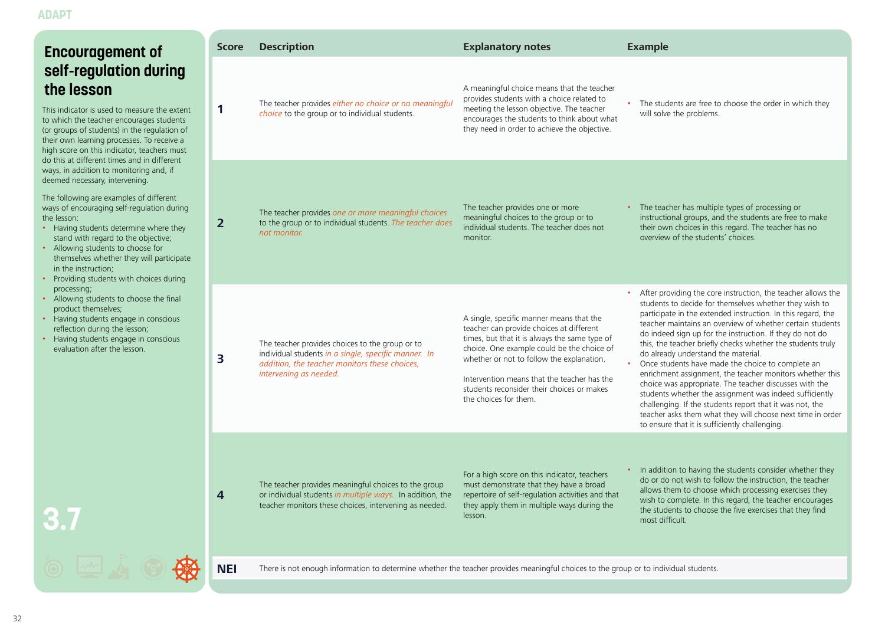# Encouragement of self-regulation during the lesson

This indicator is used to measure the extent to which the teacher encourages students (or groups of students) in the regulation of their own learning processes. To receive a high score on this indicator, teachers must do this at different times and in different ways, in addition to monitoring and, if deemed necessary, intervening.

The following are examples of different ways of encouraging self-regulation during the lesson:

- Having students determine where they stand with regard to the objective;
- Allowing students to choose for themselves whether they will participate in the instruction;
- Providing students with choices during processing;
- Allowing students to choose the final product themselves;
- Having students engage in conscious reflection during the lesson;
- Having students engage in conscious evaluation after the lesson.

3.7

| Score | Description | Explanatory notes | Example |
|---|---|---|---|
| 1 | The teacher provides *either no choice or no meaningful choice* to the group or to individual students. | A meaningful choice means that the teacher provides students with a choice related to meeting the lesson objective. The teacher encourages the students to think about what they need in order to achieve the objective. | • The students are free to choose the order in which they will solve the problems. |
| 2 | The teacher provides *one or more meaningful choices* to the group or to individual students. *The teacher does not monitor.* | The teacher provides one or more meaningful choices to the group or to individual students. The teacher does not monitor. | • The teacher has multiple types of processing or instructional groups, and the students are free to make their own choices in this regard. The teacher has no overview of the students' choices. |
| 3 | The teacher provides choices to the group or to individual students *in a single, specific manner. In addition, the teacher monitors these choices, intervening as needed.* | A single, specific manner means that the teacher can provide choices at different times, but that it is always the same type of choice. One example could be the choice of whether or not to follow the explanation.<br><br>Intervention means that the teacher has the students reconsider their choices or makes the choices for them. | • After providing the core instruction, the teacher allows the students to decide for themselves whether they wish to participate in the extended instruction. In this regard, the teacher maintains an overview of whether certain students do indeed sign up for the instruction. If they do not do this, the teacher briefly checks whether the students truly do already understand the material.<br>• Once students have made the choice to complete an enrichment assignment, the teacher monitors whether this choice was appropriate. The teacher discusses with the students whether the assignment was indeed sufficiently challenging. If the students report that it was not, the teacher asks them what they will choose next time in order to ensure that it is sufficiently challenging. |
| 4 | The teacher provides meaningful choices to the group or individual students *in multiple ways.* In addition, the teacher monitors these choices, intervening as needed. | For a high score on this indicator, teachers must demonstrate that they have a broad repertoire of self-regulation activities and that they apply them in multiple ways during the lesson. | • In addition to having the students consider whether they do or do not wish to follow the instruction, the teacher allows them to choose which processing exercises they wish to complete. In this regard, the teacher encourages the students to choose the five exercises that they find most difficult. |
| NEI | There is not enough information to determine whether the teacher provides meaningful choices to the group or to individual students. | | |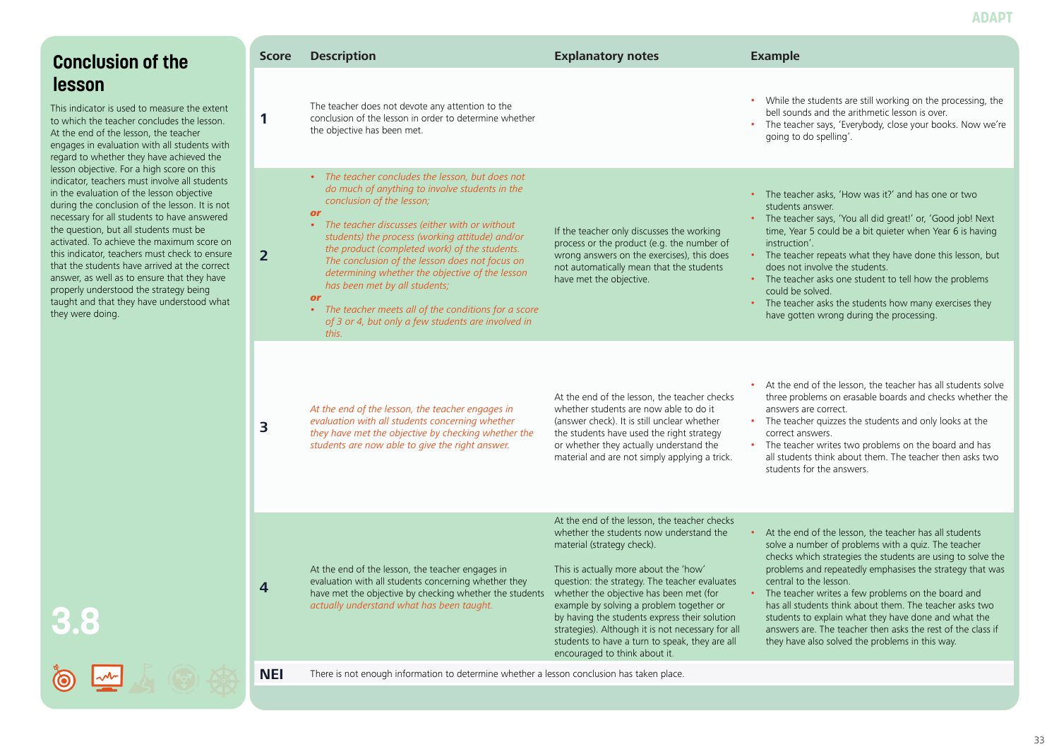## Conclusion of the lesson

This indicator is used to measure the extent to which the teacher concludes the lesson. At the end of the lesson, the teacher engages in evaluation with all students with regard to whether they have achieved the lesson objective. For a high score on this indicator, teachers must involve all students in the evaluation of the lesson objective during the conclusion of the lesson. It is not necessary for all students to have answered the question, but all students must be activated. To achieve the maximum score on this indicator, teachers must check to ensure that the students have arrived at the correct answer, as well as to ensure that they have properly understood the strategy being taught and that they have understood what they were doing.

**3.8**

| Score | Description | Explanatory notes | Example |
|---|---|---|---|
| 1 | The teacher does not devote any attention to the conclusion of the lesson in order to determine whether the objective has been met. | | • While the students are still working on the processing, the bell sounds and the arithmetic lesson is over.<br>• The teacher says, 'Everybody, close your books. Now we're going to do spelling'. |
| 2 | • *The teacher concludes the lesson, but does not do much of anything to involve students in the conclusion of the lesson;*<br>***or***<br>• *The teacher discusses (either with or without students) the process (working attitude) and/or the product (completed work) of the students. The conclusion of the lesson does not focus on determining whether the objective of the lesson has been met by all students;*<br>***or***<br>• *The teacher meets all of the conditions for a score of 3 or 4, but only a few students are involved in this.* | If the teacher only discusses the working process or the product (e.g. the number of wrong answers on the exercises), this does not automatically mean that the students have met the objective. | • The teacher asks, 'How was it?' and has one or two students answer.<br>• The teacher says, 'You all did great!' or, 'Good job! Next time, Year 5 could be a bit quieter when Year 6 is having instruction'.<br>• The teacher repeats what they have done this lesson, but does not involve the students.<br>• The teacher asks one student to tell how the problems could be solved.<br>• The teacher asks the students how many exercises they have gotten wrong during the processing. |
| 3 | *At the end of the lesson, the teacher engages in evaluation with all students concerning whether they have met the objective by checking whether the students are now able to give the right answer.* | At the end of the lesson, the teacher checks whether students are now able to do it (answer check). It is still unclear whether the students have used the right strategy or whether they actually understand the material and are not simply applying a trick. | • At the end of the lesson, the teacher has all students solve three problems on erasable boards and checks whether the answers are correct.<br>• The teacher quizzes the students and only looks at the correct answers.<br>• The teacher writes two problems on the board and has all students think about them. The teacher then asks two students for the answers. |
| 4 | At the end of the lesson, the teacher engages in evaluation with all students concerning whether they have met the objective by checking whether the students *actually understand what has been taught.* | At the end of the lesson, the teacher checks whether the students now understand the material (strategy check).<br><br>This is actually more about the 'how' question: the strategy. The teacher evaluates whether the objective has been met (for example by solving a problem together or by having the students express their solution strategies). Although it is not necessary for all students to have a turn to speak, they are all encouraged to think about it. | • At the end of the lesson, the teacher has all students solve a number of problems with a quiz. The teacher checks which strategies the students are using to solve the problems and repeatedly emphasises the strategy that was central to the lesson.<br>• The teacher writes a few problems on the board and has all students think about them. The teacher asks two students to explain what they have done and what the answers are. The teacher then asks the rest of the class if they have also solved the problems in this way. |
| NEI | There is not enough information to determine whether a lesson conclusion has taken place. | | |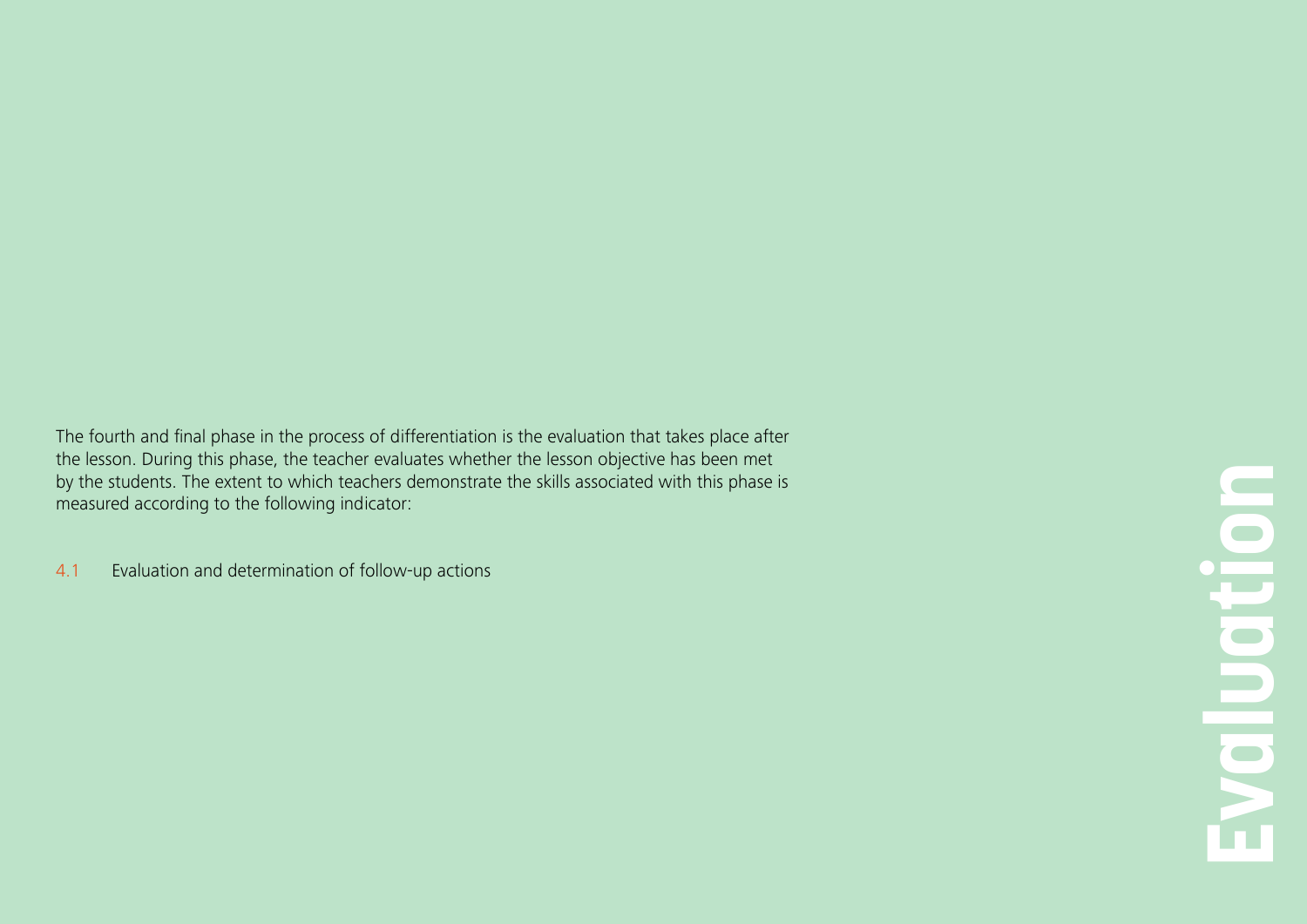# Evaluation

The fourth and final phase in the process of differentiation is the evaluation that takes place after the lesson. During this phase, the teacher evaluates whether the lesson objective has been met by the students. The extent to which teachers demonstrate the skills associated with this phase is measured according to the following indicator:

4.1 Evaluation and determination of follow-up actions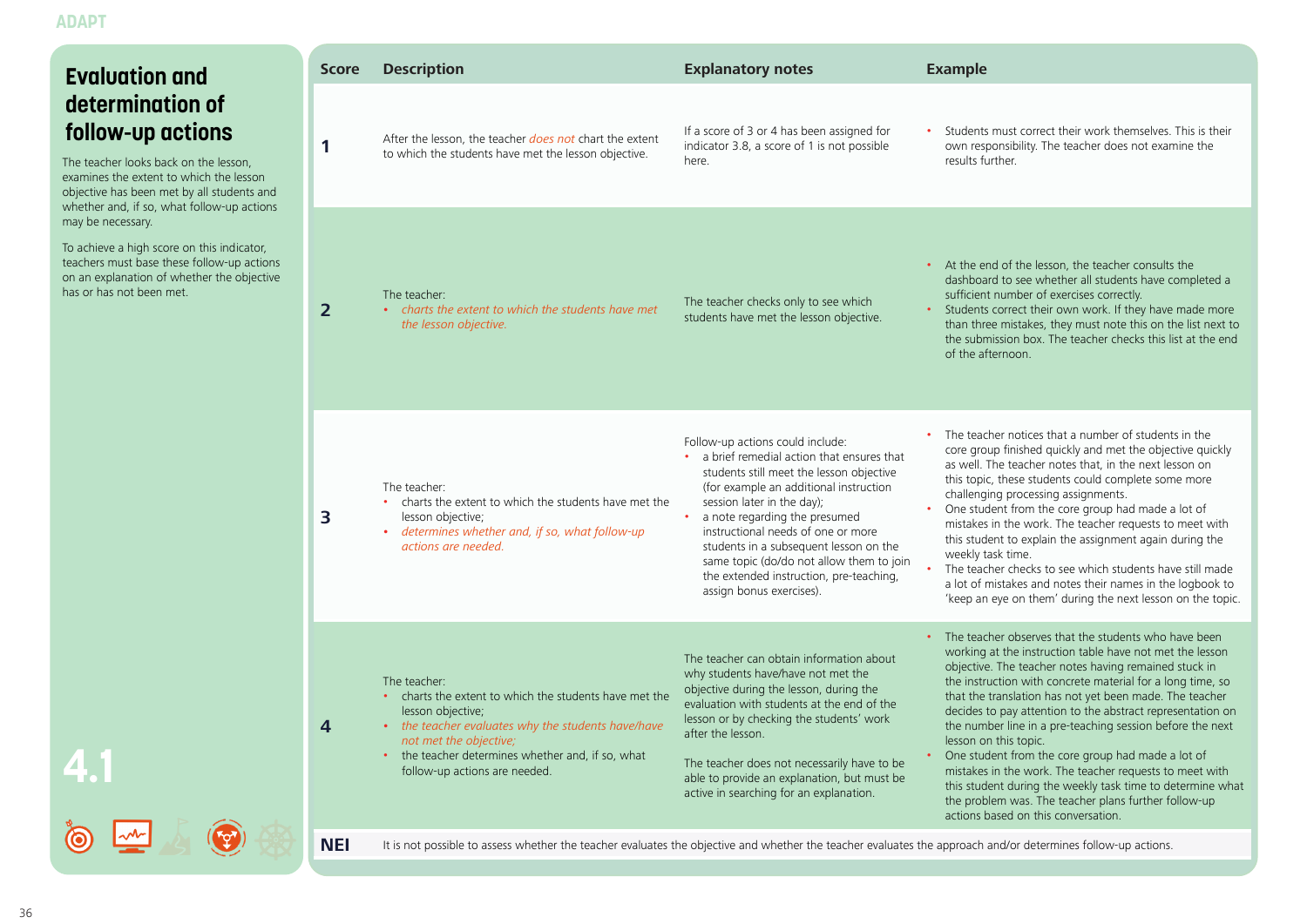## Evaluation and determination of follow-up actions

The teacher looks back on the lesson, examines the extent to which the lesson objective has been met by all students and whether and, if so, what follow-up actions may be necessary.

To achieve a high score on this indicator, teachers must base these follow-up actions on an explanation of whether the objective has or has not been met.

4.1

| Score | Description | Explanatory notes | Example |
|---|---|---|---|
| 1 | After the lesson, the teacher *does not* chart the extent to which the students have met the lesson objective. | If a score of 3 or 4 has been assigned for indicator 3.8, a score of 1 is not possible here. | • Students must correct their work themselves. This is their own responsibility. The teacher does not examine the results further. |
| 2 | The teacher:<br>• *charts the extent to which the students have met the lesson objective.* | The teacher checks only to see which students have met the lesson objective. | • At the end of the lesson, the teacher consults the dashboard to see whether all students have completed a sufficient number of exercises correctly.<br>• Students correct their own work. If they have made more than three mistakes, they must note this on the list next to the submission box. The teacher checks this list at the end of the afternoon. |
| 3 | The teacher:<br>• charts the extent to which the students have met the lesson objective;<br>• *determines whether and, if so, what follow-up actions are needed.* | Follow-up actions could include:<br>• a brief remedial action that ensures that students still meet the lesson objective (for example an additional instruction session later in the day);<br>• a note regarding the presumed instructional needs of one or more students in a subsequent lesson on the same topic (do/do not allow them to join the extended instruction, pre-teaching, assign bonus exercises). | • The teacher notices that a number of students in the core group finished quickly and met the objective quickly as well. The teacher notes that, in the next lesson on this topic, these students could complete some more challenging processing assignments.<br>• One student from the core group had made a lot of mistakes in the work. The teacher requests to meet with this student to explain the assignment again during the weekly task time.<br>• The teacher checks to see which students have still made a lot of mistakes and notes their names in the logbook to 'keep an eye on them' during the next lesson on the topic. |
| 4 | The teacher:<br>• charts the extent to which the students have met the lesson objective;<br>• *the teacher evaluates why the students have/have not met the objective;*<br>• the teacher determines whether and, if so, what follow-up actions are needed. | The teacher can obtain information about why students have/have not met the objective during the lesson, during the evaluation with students at the end of the lesson or by checking the students' work after the lesson.<br><br>The teacher does not necessarily have to be able to provide an explanation, but must be active in searching for an explanation. | • The teacher observes that the students who have been working at the instruction table have not met the lesson objective. The teacher notes having remained stuck in the instruction with concrete material for a long time, so that the translation has not yet been made. The teacher decides to pay attention to the abstract representation on the number line in a pre-teaching session before the next lesson on this topic.<br>• One student from the core group had made a lot of mistakes in the work. The teacher requests to meet with this student during the weekly task time to determine what the problem was. The teacher plans further follow-up actions based on this conversation. |
| NEI | It is not possible to assess whether the teacher evaluates the objective and whether the teacher evaluates the approach and/or determines follow-up actions. | | |